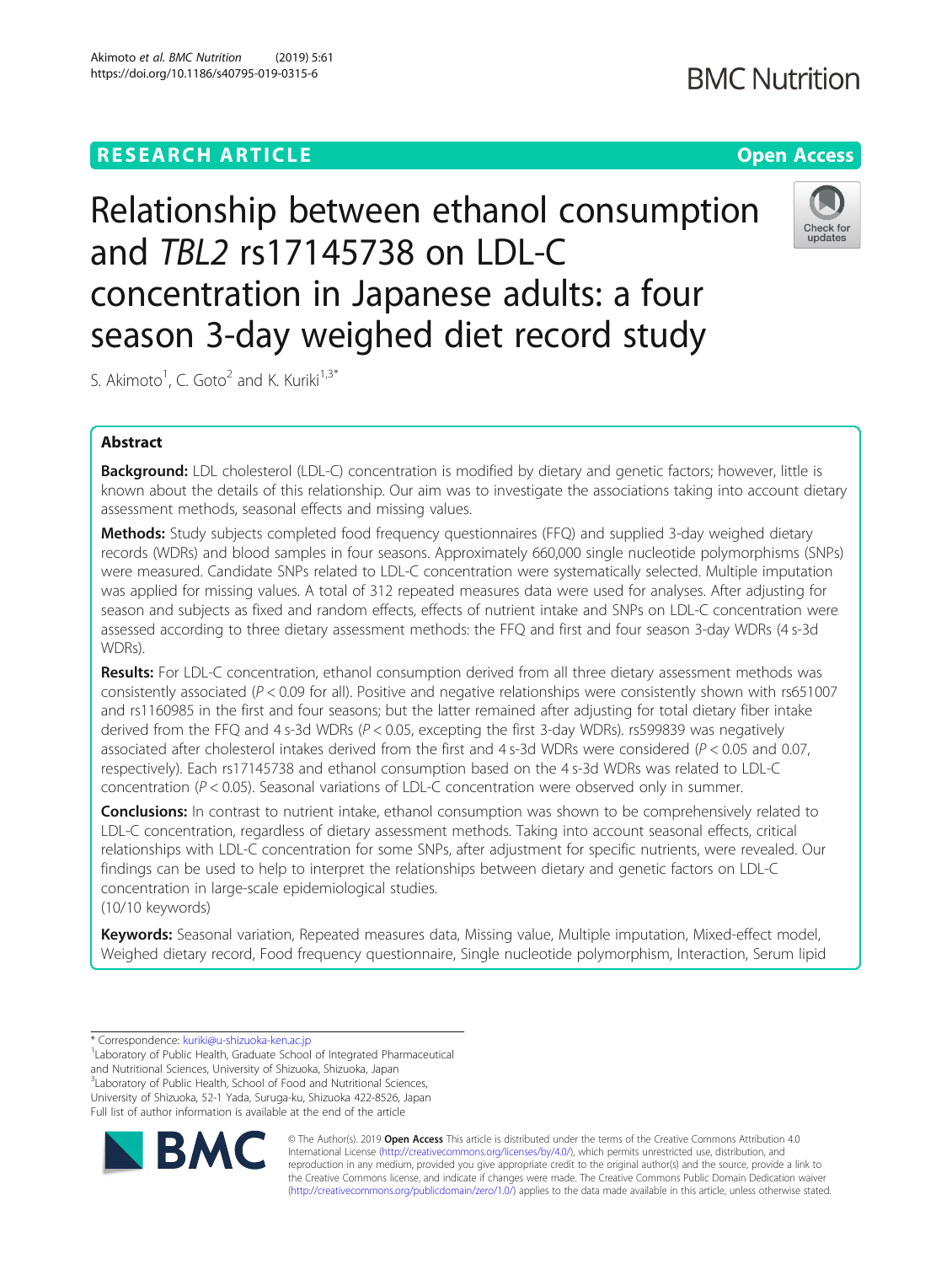# Relationship between ethanol consumption and *TBL2* rs17145738 on LDL-C concentration in Japanese adults: a four season 3-day weighed diet record study

S. Akimoto[1], C. Goto[2] and K. Kuriki[1,3*]

## Abstract

**Background:** LDL cholesterol (LDL-C) concentration is modified by dietary and genetic factors; however, little is known about the details of this relationship. Our aim was to investigate the associations taking into account dietary assessment methods, seasonal effects and missing values.

**Methods:** Study subjects completed food frequency questionnaires (FFQ) and supplied 3-day weighed dietary records (WDRs) and blood samples in four seasons. Approximately 660,000 single nucleotide polymorphisms (SNPs) were measured. Candidate SNPs related to LDL-C concentration were systematically selected. Multiple imputation was applied for missing values. A total of 312 repeated measures data were used for analyses. After adjusting for season and subjects as fixed and random effects, effects of nutrient intake and SNPs on LDL-C concentration were assessed according to three dietary assessment methods: the FFQ and first and four season 3-day WDRs (4 s-3d WDRs).

**Results:** For LDL-C concentration, ethanol consumption derived from all three dietary assessment methods was consistently associated ($P < 0.09$ for all). Positive and negative relationships were consistently shown with rs651007 and rs1160985 in the first and four seasons; but the latter remained after adjusting for total dietary fiber intake derived from the FFQ and 4 s-3d WDRs ($P < 0.05$, excepting the first 3-day WDRs). rs599839 was negatively associated after cholesterol intakes derived from the first and 4 s-3d WDRs were considered ($P < 0.05$ and 0.07, respectively). Each rs17145738 and ethanol consumption based on the 4 s-3d WDRs was related to LDL-C concentration ($P < 0.05$). Seasonal variations of LDL-C concentration were observed only in summer.

**Conclusions:** In contrast to nutrient intake, ethanol consumption was shown to be comprehensively related to LDL-C concentration, regardless of dietary assessment methods. Taking into account seasonal effects, critical relationships with LDL-C concentration for some SNPs, after adjustment for specific nutrients, were revealed. Our findings can be used to help to interpret the relationships between dietary and genetic factors on LDL-C concentration in large-scale epidemiological studies.
(10/10 keywords)

**Keywords:** Seasonal variation, Repeated measures data, Missing value, Multiple imputation, Mixed-effect model, Weighed dietary record, Food frequency questionnaire, Single nucleotide polymorphism, Interaction, Serum lipid

---

\* Correspondence: kuriki@u-shizuoka-ken.ac.jp
[1] Laboratory of Public Health, Graduate School of Integrated Pharmaceutical and Nutritional Sciences, University of Shizuoka, Shizuoka, Japan
[3] Laboratory of Public Health, School of Food and Nutritional Sciences, University of Shizuoka, 52-1 Yada, Suruga-ku, Shizuoka 422-8526, Japan
Full list of author information is available at the end of the article

© The Author(s). 2019 **Open Access** This article is distributed under the terms of the Creative Commons Attribution 4.0 International License (http://creativecommons.org/licenses/by/4.0/), which permits unrestricted use, distribution, and reproduction in any medium, provided you give appropriate credit to the original author(s) and the source, provide a link to the Creative Commons license, and indicate if changes were made. The Creative Commons Public Domain Dedication waiver (http://creativecommons.org/publicdomain/zero/1.0/) applies to the data made available in this article, unless otherwise stated.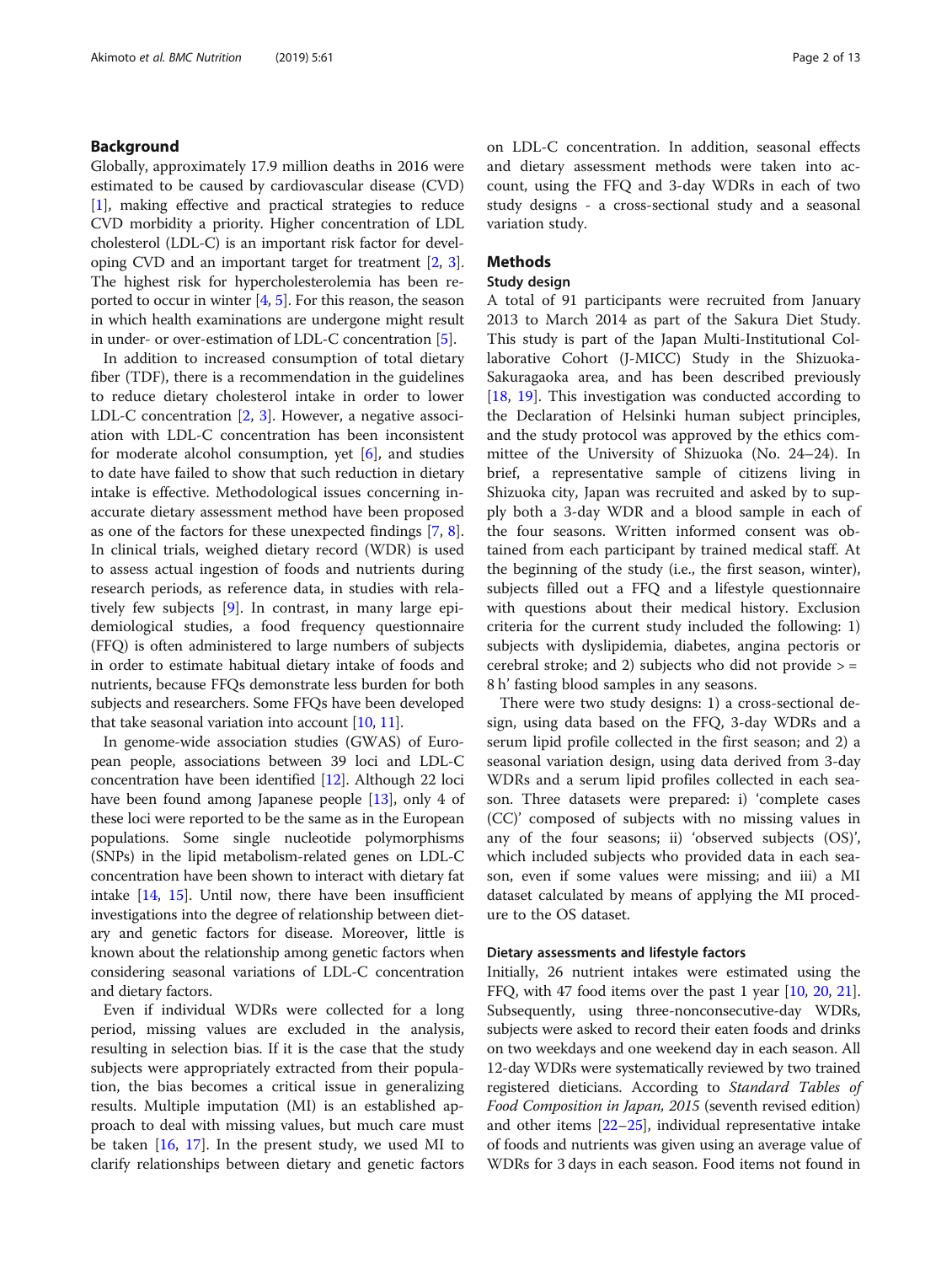## Background

Globally, approximately 17.9 million deaths in 2016 were estimated to be caused by cardiovascular disease (CVD) [1], making effective and practical strategies to reduce CVD morbidity a priority. Higher concentration of LDL cholesterol (LDL-C) is an important risk factor for developing CVD and an important target for treatment [2, 3]. The highest risk for hypercholesterolemia has been reported to occur in winter [4, 5]. For this reason, the season in which health examinations are undergone might result in under- or over-estimation of LDL-C concentration [5].

In addition to increased consumption of total dietary fiber (TDF), there is a recommendation in the guidelines to reduce dietary cholesterol intake in order to lower LDL-C concentration [2, 3]. However, a negative association with LDL-C concentration has been inconsistent for moderate alcohol consumption, yet [6], and studies to date have failed to show that such reduction in dietary intake is effective. Methodological issues concerning inaccurate dietary assessment method have been proposed as one of the factors for these unexpected findings [7, 8]. In clinical trials, weighed dietary record (WDR) is used to assess actual ingestion of foods and nutrients during research periods, as reference data, in studies with relatively few subjects [9]. In contrast, in many large epidemiological studies, a food frequency questionnaire (FFQ) is often administered to large numbers of subjects in order to estimate habitual dietary intake of foods and nutrients, because FFQs demonstrate less burden for both subjects and researchers. Some FFQs have been developed that take seasonal variation into account [10, 11].

In genome-wide association studies (GWAS) of European people, associations between 39 loci and LDL-C concentration have been identified [12]. Although 22 loci have been found among Japanese people [13], only 4 of these loci were reported to be the same as in the European populations. Some single nucleotide polymorphisms (SNPs) in the lipid metabolism-related genes on LDL-C concentration have been shown to interact with dietary fat intake [14, 15]. Until now, there have been insufficient investigations into the degree of relationship between dietary and genetic factors for disease. Moreover, little is known about the relationship among genetic factors when considering seasonal variations of LDL-C concentration and dietary factors.

Even if individual WDRs were collected for a long period, missing values are excluded in the analysis, resulting in selection bias. If it is the case that the study subjects were appropriately extracted from their population, the bias becomes a critical issue in generalizing results. Multiple imputation (MI) is an established approach to deal with missing values, but much care must be taken [16, 17]. In the present study, we used MI to clarify relationships between dietary and genetic factors on LDL-C concentration. In addition, seasonal effects and dietary assessment methods were taken into account, using the FFQ and 3-day WDRs in each of two study designs - a cross-sectional study and a seasonal variation study.

## Methods

### Study design

A total of 91 participants were recruited from January 2013 to March 2014 as part of the Sakura Diet Study. This study is part of the Japan Multi-Institutional Collaborative Cohort (J-MICC) Study in the Shizuoka-Sakuragaoka area, and has been described previously [18, 19]. This investigation was conducted according to the Declaration of Helsinki human subject principles, and the study protocol was approved by the ethics committee of the University of Shizuoka (No. 24–24). In brief, a representative sample of citizens living in Shizuoka city, Japan was recruited and asked by to supply both a 3-day WDR and a blood sample in each of the four seasons. Written informed consent was obtained from each participant by trained medical staff. At the beginning of the study (i.e., the first season, winter), subjects filled out a FFQ and a lifestyle questionnaire with questions about their medical history. Exclusion criteria for the current study included the following: 1) subjects with dyslipidemia, diabetes, angina pectoris or cerebral stroke; and 2) subjects who did not provide > = 8 h' fasting blood samples in any seasons.

There were two study designs: 1) a cross-sectional design, using data based on the FFQ, 3-day WDRs and a serum lipid profile collected in the first season; and 2) a seasonal variation design, using data derived from 3-day WDRs and a serum lipid profiles collected in each season. Three datasets were prepared: i) 'complete cases (CC)' composed of subjects with no missing values in any of the four seasons; ii) 'observed subjects (OS)', which included subjects who provided data in each season, even if some values were missing; and iii) a MI dataset calculated by means of applying the MI procedure to the OS dataset.

### Dietary assessments and lifestyle factors

Initially, 26 nutrient intakes were estimated using the FFQ, with 47 food items over the past 1 year [10, 20, 21]. Subsequently, using three-nonconsecutive-day WDRs, subjects were asked to record their eaten foods and drinks on two weekdays and one weekend day in each season. All 12-day WDRs were systematically reviewed by two trained registered dieticians. According to *Standard Tables of Food Composition in Japan, 2015* (seventh revised edition) and other items [22–25], individual representative intake of foods and nutrients was given using an average value of WDRs for 3 days in each season. Food items not found in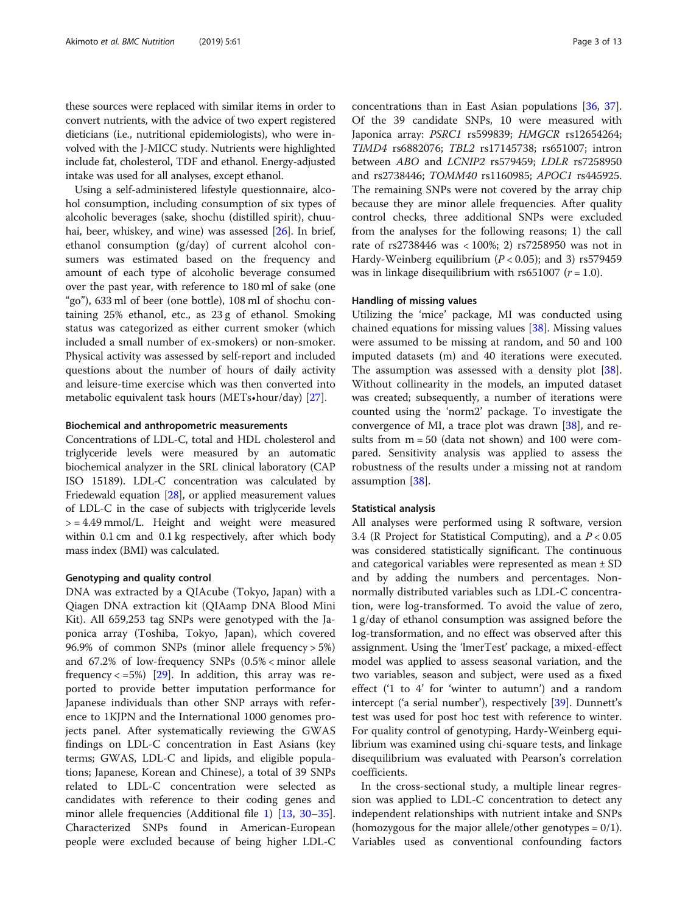these sources were replaced with similar items in order to convert nutrients, with the advice of two expert registered dieticians (i.e., nutritional epidemiologists), who were involved with the J-MICC study. Nutrients were highlighted include fat, cholesterol, TDF and ethanol. Energy-adjusted intake was used for all analyses, except ethanol.

Using a self-administered lifestyle questionnaire, alcohol consumption, including consumption of six types of alcoholic beverages (sake, shochu (distilled spirit), chuuhai, beer, whiskey, and wine) was assessed [26]. In brief, ethanol consumption (g/day) of current alcohol consumers was estimated based on the frequency and amount of each type of alcoholic beverage consumed over the past year, with reference to 180 ml of sake (one "go"), 633 ml of beer (one bottle), 108 ml of shochu containing 25% ethanol, etc., as 23 g of ethanol. Smoking status was categorized as either current smoker (which included a small number of ex-smokers) or non-smoker. Physical activity was assessed by self-report and included questions about the number of hours of daily activity and leisure-time exercise which was then converted into metabolic equivalent task hours (METs•hour/day) [27].

### Biochemical and anthropometric measurements

Concentrations of LDL-C, total and HDL cholesterol and triglyceride levels were measured by an automatic biochemical analyzer in the SRL clinical laboratory (CAP ISO 15189). LDL-C concentration was calculated by Friedewald equation [28], or applied measurement values of LDL-C in the case of subjects with triglyceride levels > = 4.49 mmol/L. Height and weight were measured within 0.1 cm and 0.1 kg respectively, after which body mass index (BMI) was calculated.

### Genotyping and quality control

DNA was extracted by a QIAcube (Tokyo, Japan) with a Qiagen DNA extraction kit (QIAamp DNA Blood Mini Kit). All 659,253 tag SNPs were genotyped with the Japonica array (Toshiba, Tokyo, Japan), which covered 96.9% of common SNPs (minor allele frequency > 5%) and 67.2% of low-frequency SNPs (0.5% < minor allele frequency < =5%) [29]. In addition, this array was reported to provide better imputation performance for Japanese individuals than other SNP arrays with reference to 1KJPN and the International 1000 genomes projects panel. After systematically reviewing the GWAS findings on LDL-C concentration in East Asians (key terms; GWAS, LDL-C and lipids, and eligible populations; Japanese, Korean and Chinese), a total of 39 SNPs related to LDL-C concentration were selected as candidates with reference to their coding genes and minor allele frequencies (Additional file 1) [13, 30–35]. Characterized SNPs found in American-European people were excluded because of being higher LDL-C concentrations than in East Asian populations [36, 37]. Of the 39 candidate SNPs, 10 were measured with Japonica array: *PSRC1* rs599839; *HMGCR* rs12654264; *TIMD4* rs6882076; *TBL2* rs17145738; rs651007; intron between *ABO* and *LCNIP2* rs579459; *LDLR* rs7258950 and rs2738446; *TOMM40* rs1160985; *APOC1* rs445925. The remaining SNPs were not covered by the array chip because they are minor allele frequencies. After quality control checks, three additional SNPs were excluded from the analyses for the following reasons; 1) the call rate of rs2738446 was < 100%; 2) rs7258950 was not in Hardy-Weinberg equilibrium ($P < 0.05$); and 3) rs579459 was in linkage disequilibrium with rs651007 ($r = 1.0$).

### Handling of missing values

Utilizing the 'mice' package, MI was conducted using chained equations for missing values [38]. Missing values were assumed to be missing at random, and 50 and 100 imputed datasets (m) and 40 iterations were executed. The assumption was assessed with a density plot [38]. Without collinearity in the models, an imputed dataset was created; subsequently, a number of iterations were counted using the 'norm2' package. To investigate the convergence of MI, a trace plot was drawn [38], and results from m = 50 (data not shown) and 100 were compared. Sensitivity analysis was applied to assess the robustness of the results under a missing not at random assumption [38].

### Statistical analysis

All analyses were performed using R software, version 3.4 (R Project for Statistical Computing), and a $P < 0.05$ was considered statistically significant. The continuous and categorical variables were represented as mean ± SD and by adding the numbers and percentages. Non-normally distributed variables such as LDL-C concentration, were log-transformed. To avoid the value of zero, 1 g/day of ethanol consumption was assigned before the log-transformation, and no effect was observed after this assignment. Using the 'lmerTest' package, a mixed-effect model was applied to assess seasonal variation, and the two variables, season and subject, were used as a fixed effect ('1 to 4' for 'winter to autumn') and a random intercept ('a serial number'), respectively [39]. Dunnett's test was used for post hoc test with reference to winter. For quality control of genotyping, Hardy-Weinberg equilibrium was examined using chi-square tests, and linkage disequilibrium was evaluated with Pearson's correlation coefficients.

In the cross-sectional study, a multiple linear regression was applied to LDL-C concentration to detect any independent relationships with nutrient intake and SNPs (homozygous for the major allele/other genotypes = 0/1). Variables used as conventional confounding factors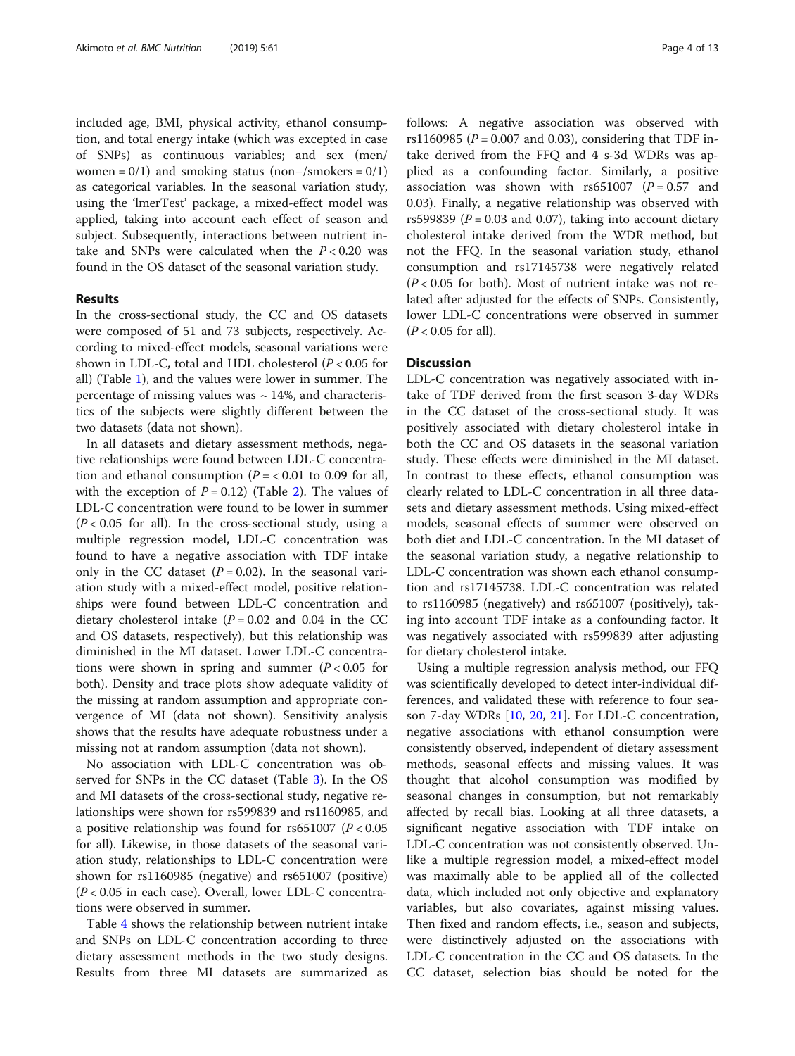included age, BMI, physical activity, ethanol consumption, and total energy intake (which was excepted in case of SNPs) as continuous variables; and sex (men/women = 0/1) and smoking status (non−/smokers = 0/1) as categorical variables. In the seasonal variation study, using the 'lmerTest' package, a mixed-effect model was applied, taking into account each effect of season and subject. Subsequently, interactions between nutrient intake and SNPs were calculated when the $P < 0.20$ was found in the OS dataset of the seasonal variation study.

## Results

In the cross-sectional study, the CC and OS datasets were composed of 51 and 73 subjects, respectively. According to mixed-effect models, seasonal variations were shown in LDL-C, total and HDL cholesterol ($P < 0.05$ for all) (Table 1), and the values were lower in summer. The percentage of missing values was ~ 14%, and characteristics of the subjects were slightly different between the two datasets (data not shown).

In all datasets and dietary assessment methods, negative relationships were found between LDL-C concentration and ethanol consumption ($P = < 0.01$ to 0.09 for all, with the exception of $P = 0.12$) (Table 2). The values of LDL-C concentration were found to be lower in summer ($P < 0.05$ for all). In the cross-sectional study, using a multiple regression model, LDL-C concentration was found to have a negative association with TDF intake only in the CC dataset ($P = 0.02$). In the seasonal variation study with a mixed-effect model, positive relationships were found between LDL-C concentration and dietary cholesterol intake ($P = 0.02$ and 0.04 in the CC and OS datasets, respectively), but this relationship was diminished in the MI dataset. Lower LDL-C concentrations were shown in spring and summer ($P < 0.05$ for both). Density and trace plots show adequate validity of the missing at random assumption and appropriate convergence of MI (data not shown). Sensitivity analysis shows that the results have adequate robustness under a missing not at random assumption (data not shown).

No association with LDL-C concentration was observed for SNPs in the CC dataset (Table 3). In the OS and MI datasets of the cross-sectional study, negative relationships were shown for rs599839 and rs1160985, and a positive relationship was found for rs651007 ($P < 0.05$ for all). Likewise, in those datasets of the seasonal variation study, relationships to LDL-C concentration were shown for rs1160985 (negative) and rs651007 (positive) ($P < 0.05$ in each case). Overall, lower LDL-C concentrations were observed in summer.

Table 4 shows the relationship between nutrient intake and SNPs on LDL-C concentration according to three dietary assessment methods in the two study designs. Results from three MI datasets are summarized as follows: A negative association was observed with rs1160985 ($P = 0.007$ and 0.03), considering that TDF intake derived from the FFQ and 4 s-3d WDRs was applied as a confounding factor. Similarly, a positive association was shown with rs651007 ($P = 0.57$ and 0.03). Finally, a negative relationship was observed with rs599839 ($P = 0.03$ and 0.07), taking into account dietary cholesterol intake derived from the WDR method, but not the FFQ. In the seasonal variation study, ethanol consumption and rs17145738 were negatively related ($P < 0.05$ for both). Most of nutrient intake was not related after adjusted for the effects of SNPs. Consistently, lower LDL-C concentrations were observed in summer ($P < 0.05$ for all).

## Discussion

LDL-C concentration was negatively associated with intake of TDF derived from the first season 3-day WDRs in the CC dataset of the cross-sectional study. It was positively associated with dietary cholesterol intake in both the CC and OS datasets in the seasonal variation study. These effects were diminished in the MI dataset. In contrast to these effects, ethanol consumption was clearly related to LDL-C concentration in all three datasets and dietary assessment methods. Using mixed-effect models, seasonal effects of summer were observed on both diet and LDL-C concentration. In the MI dataset of the seasonal variation study, a negative relationship to LDL-C concentration was shown each ethanol consumption and rs17145738. LDL-C concentration was related to rs1160985 (negatively) and rs651007 (positively), taking into account TDF intake as a confounding factor. It was negatively associated with rs599839 after adjusting for dietary cholesterol intake.

Using a multiple regression analysis method, our FFQ was scientifically developed to detect inter-individual differences, and validated these with reference to four season 7-day WDRs [10, 20, 21]. For LDL-C concentration, negative associations with ethanol consumption were consistently observed, independent of dietary assessment methods, seasonal effects and missing values. It was thought that alcohol consumption was modified by seasonal changes in consumption, but not remarkably affected by recall bias. Looking at all three datasets, a significant negative association with TDF intake on LDL-C concentration was not consistently observed. Unlike a multiple regression model, a mixed-effect model was maximally able to be applied all of the collected data, which included not only objective and explanatory variables, but also covariates, against missing values. Then fixed and random effects, i.e., season and subjects, were distinctively adjusted on the associations with LDL-C concentration in the CC and OS datasets. In the CC dataset, selection bias should be noted for the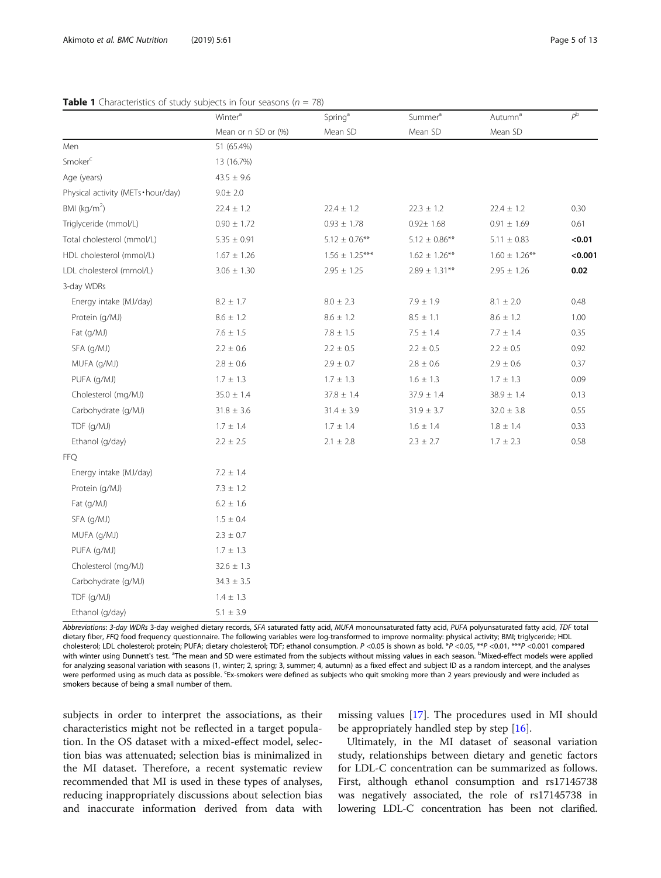**Table 1** Characteristics of study subjects in four seasons ($n$ = 78)

| | Winter[a] | Spring[a] | Summer[a] | Autumn[a] | $P$[b] |
|---|---|---|---|---|---|
| | Mean or n SD or (%) | Mean SD | Mean SD | Mean SD | |
| Men | 51 (65.4%) | | | | |
| Smoker[c] | 13 (16.7%) | | | | |
| Age (years) | 43.5 ± 9.6 | | | | |
| Physical activity (METs•hour/day) | 9.0± 2.0 | | | | |
| BMI (kg/m$^2$) | 22.4 ± 1.2 | 22.4 ± 1.2 | 22.3 ± 1.2 | 22.4 ± 1.2 | 0.30 |
| Triglyceride (mmol/L) | 0.90 ± 1.72 | 0.93 ± 1.78 | 0.92± 1.68 | 0.91 ± 1.69 | 0.61 |
| Total cholesterol (mmol/L) | 5.35 ± 0.91 | 5.12 ± 0.76** | 5.12 ± 0.86** | 5.11 ± 0.83 | **<0.01** |
| HDL cholesterol (mmol/L) | 1.67 ± 1.26 | 1.56 ± 1.25*** | 1.62 ± 1.26** | 1.60 ± 1.26** | **<0.001** |
| LDL cholesterol (mmol/L) | 3.06 ± 1.30 | 2.95 ± 1.25 | 2.89 ± 1.31** | 2.95 ± 1.26 | **0.02** |
| 3-day WDRs | | | | | |
| Energy intake (MJ/day) | 8.2 ± 1.7 | 8.0 ± 2.3 | 7.9 ± 1.9 | 8.1 ± 2.0 | 0.48 |
| Protein (g/MJ) | 8.6 ± 1.2 | 8.6 ± 1.2 | 8.5 ± 1.1 | 8.6 ± 1.2 | 1.00 |
| Fat (g/MJ) | 7.6 ± 1.5 | 7.8 ± 1.5 | 7.5 ± 1.4 | 7.7 ± 1.4 | 0.35 |
| SFA (g/MJ) | 2.2 ± 0.6 | 2.2 ± 0.5 | 2.2 ± 0.5 | 2.2 ± 0.5 | 0.92 |
| MUFA (g/MJ) | 2.8 ± 0.6 | 2.9 ± 0.7 | 2.8 ± 0.6 | 2.9 ± 0.6 | 0.37 |
| PUFA (g/MJ) | 1.7 ± 1.3 | 1.7 ± 1.3 | 1.6 ± 1.3 | 1.7 ± 1.3 | 0.09 |
| Cholesterol (mg/MJ) | 35.0 ± 1.4 | 37.8 ± 1.4 | 37.9 ± 1.4 | 38.9 ± 1.4 | 0.13 |
| Carbohydrate (g/MJ) | 31.8 ± 3.6 | 31.4 ± 3.9 | 31.9 ± 3.7 | 32.0 ± 3.8 | 0.55 |
| TDF (g/MJ) | 1.7 ± 1.4 | 1.7 ± 1.4 | 1.6 ± 1.4 | 1.8 ± 1.4 | 0.33 |
| Ethanol (g/day) | 2.2 ± 2.5 | 2.1 ± 2.8 | 2.3 ± 2.7 | 1.7 ± 2.3 | 0.58 |
| FFQ | | | | | |
| Energy intake (MJ/day) | 7.2 ± 1.4 | | | | |
| Protein (g/MJ) | 7.3 ± 1.2 | | | | |
| Fat (g/MJ) | 6.2 ± 1.6 | | | | |
| SFA (g/MJ) | 1.5 ± 0.4 | | | | |
| MUFA (g/MJ) | 2.3 ± 0.7 | | | | |
| PUFA (g/MJ) | 1.7 ± 1.3 | | | | |
| Cholesterol (mg/MJ) | 32.6 ± 1.3 | | | | |
| Carbohydrate (g/MJ) | 34.3 ± 3.5 | | | | |
| TDF (g/MJ) | 1.4 ± 1.3 | | | | |
| Ethanol (g/day) | 5.1 ± 3.9 | | | | |

*Abbreviations*: *3-day WDRs* 3-day weighed dietary records, *SFA* saturated fatty acid, *MUFA* monounsaturated fatty acid, *PUFA* polyunsaturated fatty acid, *TDF* total dietary fiber, *FFQ* food frequency questionnaire. The following variables were log-transformed to improve normality: physical activity; BMI; triglyceride; HDL cholesterol; LDL cholesterol; protein; PUFA; dietary cholesterol; TDF; ethanol consumption. $P$ <0.05 is shown as bold. *$P$ <0.05, **$P$ <0.01, ***$P$ <0.001 compared with winter using Dunnett's test. [a]The mean and SD were estimated from the subjects without missing values in each season. [b]Mixed-effect models were applied for analyzing seasonal variation with seasons (1, winter; 2, spring; 3, summer; 4, autumn) as a fixed effect and subject ID as a random intercept, and the analyses were performed using as much data as possible. [c]Ex-smokers were defined as subjects who quit smoking more than 2 years previously and were included as smokers because of being a small number of them.

subjects in order to interpret the associations, as their characteristics might not be reflected in a target population. In the OS dataset with a mixed-effect model, selection bias was attenuated; selection bias is minimalized in the MI dataset. Therefore, a recent systematic review recommended that MI is used in these types of analyses, reducing inappropriately discussions about selection bias and inaccurate information derived from data with missing values [17]. The procedures used in MI should be appropriately handled step by step [16].

Ultimately, in the MI dataset of seasonal variation study, relationships between dietary and genetic factors for LDL-C concentration can be summarized as follows. First, although ethanol consumption and rs17145738 was negatively associated, the role of rs17145738 in lowering LDL-C concentration has been not clarified.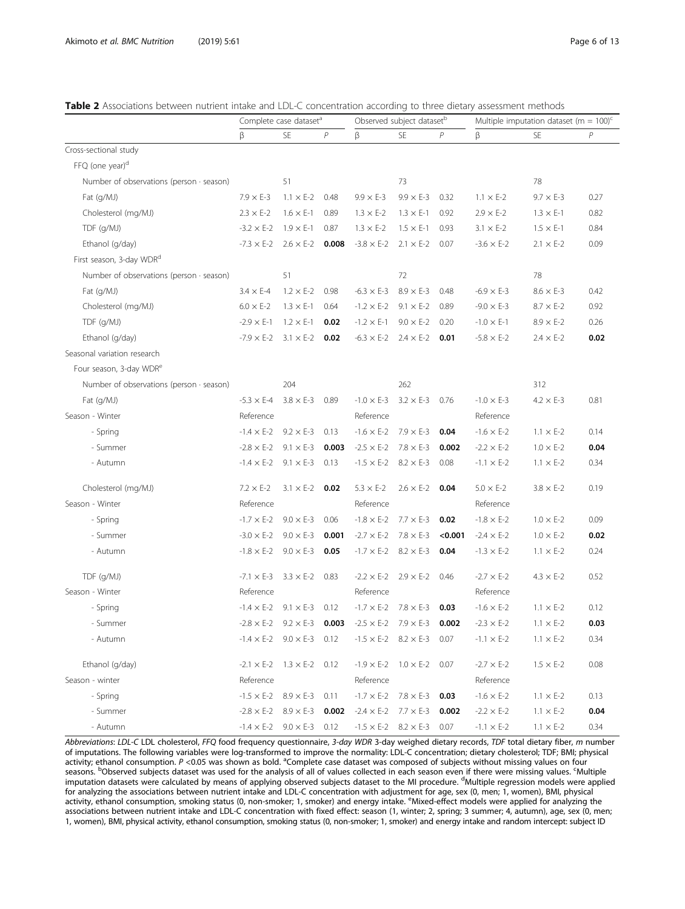**Table 2** Associations between nutrient intake and LDL-C concentration according to three dietary assessment methods

| | Complete case dataset[a] | | | Observed subject dataset[b] | | | Multiple imputation dataset (m = 100)[c] | | |
|---|---|---|---|---|---|---|---|---|---|
| | β | SE | *P* | β | SE | *P* | β | SE | *P* |
| Cross-sectional study | | | | | | | | | |
| FFQ (one year)[d] | | | | | | | | | |
| Number of observations (person · season) | | 51 | | | 73 | | | 78 | |
| Fat (g/MJ) | 7.9 × E-3 | 1.1 × E-2 | 0.48 | 9.9 × E-3 | 9.9 × E-3 | 0.32 | 1.1 × E-2 | 9.7 × E-3 | 0.27 |
| Cholesterol (mg/MJ) | 2.3 × E-2 | 1.6 × E-1 | 0.89 | 1.3 × E-2 | 1.3 × E-1 | 0.92 | 2.9 × E-2 | 1.3 × E-1 | 0.82 |
| TDF (g/MJ) | -3.2 × E-2 | 1.9 × E-1 | 0.87 | 1.3 × E-2 | 1.5 × E-1 | 0.93 | 3.1 × E-2 | 1.5 × E-1 | 0.84 |
| Ethanol (g/day) | -7.3 × E-2 | 2.6 × E-2 | **0.008** | -3.8 × E-2 | 2.1 × E-2 | 0.07 | -3.6 × E-2 | 2.1 × E-2 | 0.09 |
| First season, 3-day WDR[d] | | | | | | | | | |
| Number of observations (person · season) | | 51 | | | 72 | | | 78 | |
| Fat (g/MJ) | 3.4 × E-4 | 1.2 × E-2 | 0.98 | -6.3 × E-3 | 8.9 × E-3 | 0.48 | -6.9 × E-3 | 8.6 × E-3 | 0.42 |
| Cholesterol (mg/MJ) | 6.0 × E-2 | 1.3 × E-1 | 0.64 | -1.2 × E-2 | 9.1 × E-2 | 0.89 | -9.0 × E-3 | 8.7 × E-2 | 0.92 |
| TDF (g/MJ) | -2.9 × E-1 | 1.2 × E-1 | **0.02** | -1.2 × E-1 | 9.0 × E-2 | 0.20 | -1.0 × E-1 | 8.9 × E-2 | 0.26 |
| Ethanol (g/day) | -7.9 × E-2 | 3.1 × E-2 | **0.02** | -6.3 × E-2 | 2.4 × E-2 | **0.01** | -5.8 × E-2 | 2.4 × E-2 | **0.02** |
| Seasonal variation research | | | | | | | | | |
| Four season, 3-day WDR[e] | | | | | | | | | |
| Number of observations (person · season) | | 204 | | | 262 | | | 312 | |
| Fat (g/MJ) | -5.3 × E-4 | 3.8 × E-3 | 0.89 | -1.0 × E-3 | 3.2 × E-3 | 0.76 | -1.0 × E-3 | 4.2 × E-3 | 0.81 |
| Season - Winter | Reference | | | Reference | | | Reference | | |
| - Spring | -1.4 × E-2 | 9.2 × E-3 | 0.13 | -1.6 × E-2 | 7.9 × E-3 | **0.04** | -1.6 × E-2 | 1.1 × E-2 | 0.14 |
| - Summer | -2.8 × E-2 | 9.1 × E-3 | **0.003** | -2.5 × E-2 | 7.8 × E-3 | **0.002** | -2.2 × E-2 | 1.0 × E-2 | **0.04** |
| - Autumn | -1.4 × E-2 | 9.1 × E-3 | 0.13 | -1.5 × E-2 | 8.2 × E-3 | 0.08 | -1.1 × E-2 | 1.1 × E-2 | 0.34 |
| Cholesterol (mg/MJ) | 7.2 × E-2 | 3.1 × E-2 | **0.02** | 5.3 × E-2 | 2.6 × E-2 | **0.04** | 5.0 × E-2 | 3.8 × E-2 | 0.19 |
| Season - Winter | Reference | | | Reference | | | Reference | | |
| - Spring | -1.7 × E-2 | 9.0 × E-3 | 0.06 | -1.8 × E-2 | 7.7 × E-3 | **0.02** | -1.8 × E-2 | 1.0 × E-2 | 0.09 |
| - Summer | -3.0 × E-2 | 9.0 × E-3 | **0.001** | -2.7 × E-2 | 7.8 × E-3 | **<0.001** | -2.4 × E-2 | 1.0 × E-2 | **0.02** |
| - Autumn | -1.8 × E-2 | 9.0 × E-3 | **0.05** | -1.7 × E-2 | 8.2 × E-3 | **0.04** | -1.3 × E-2 | 1.1 × E-2 | 0.24 |
| TDF (g/MJ) | -7.1 × E-3 | 3.3 × E-2 | 0.83 | -2.2 × E-2 | 2.9 × E-2 | 0.46 | -2.7 × E-2 | 4.3 × E-2 | 0.52 |
| Season - Winter | Reference | | | Reference | | | Reference | | |
| - Spring | -1.4 × E-2 | 9.1 × E-3 | 0.12 | -1.7 × E-2 | 7.8 × E-3 | **0.03** | -1.6 × E-2 | 1.1 × E-2 | 0.12 |
| - Summer | -2.8 × E-2 | 9.2 × E-3 | **0.003** | -2.5 × E-2 | 7.9 × E-3 | **0.002** | -2.3 × E-2 | 1.1 × E-2 | **0.03** |
| - Autumn | -1.4 × E-2 | 9.0 × E-3 | 0.12 | -1.5 × E-2 | 8.2 × E-3 | 0.07 | -1.1 × E-2 | 1.1 × E-2 | 0.34 |
| Ethanol (g/day) | -2.1 × E-2 | 1.3 × E-2 | 0.12 | -1.9 × E-2 | 1.0 × E-2 | 0.07 | -2.7 × E-2 | 1.5 × E-2 | 0.08 |
| Season - winter | Reference | | | Reference | | | Reference | | |
| - Spring | -1.5 × E-2 | 8.9 × E-3 | 0.11 | -1.7 × E-2 | 7.8 × E-3 | **0.03** | -1.6 × E-2 | 1.1 × E-2 | 0.13 |
| - Summer | -2.8 × E-2 | 8.9 × E-3 | **0.002** | -2.4 × E-2 | 7.7 × E-3 | **0.002** | -2.2 × E-2 | 1.1 × E-2 | **0.04** |
| - Autumn | -1.4 × E-2 | 9.0 × E-3 | 0.12 | -1.5 × E-2 | 8.2 × E-3 | 0.07 | -1.1 × E-2 | 1.1 × E-2 | 0.34 |

*Abbreviations*: *LDL-C* LDL cholesterol, *FFQ* food frequency questionnaire, *3-day WDR* 3-day weighed dietary records, *TDF* total dietary fiber, *m* number of imputations. The following variables were log-transformed to improve the normality: LDL-C concentration; dietary cholesterol; TDF; BMI; physical activity; ethanol consumption. $P < 0.05$ was shown as bold. [a]Complete case dataset was composed of subjects without missing values on four seasons. [b]Observed subjects dataset was used for the analysis of all of values collected in each season even if there were missing values. [c]Multiple imputation datasets were calculated by means of applying observed subjects dataset to the MI procedure. [d]Multiple regression models were applied for analyzing the associations between nutrient intake and LDL-C concentration with adjustment for age, sex (0, men; 1, women), BMI, physical activity, ethanol consumption, smoking status (0, non-smoker; 1, smoker) and energy intake. [e]Mixed-effect models were applied for analyzing the associations between nutrient intake and LDL-C concentration with fixed effect: season (1, winter; 2, spring; 3 summer; 4, autumn), age, sex (0, men; 1, women), BMI, physical activity, ethanol consumption, smoking status (0, non-smoker; 1, smoker) and energy intake and random intercept: subject ID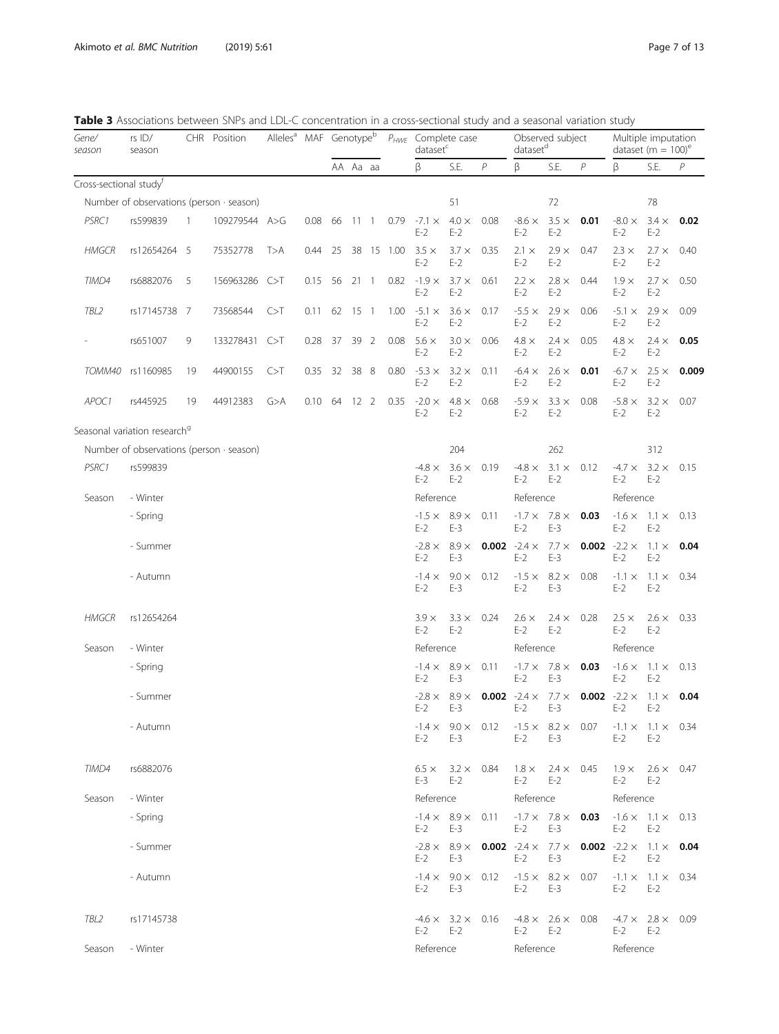**Table 3** Associations between SNPs and LDL-C concentration in a cross-sectional study and a seasonal variation study

| Gene/ season | rs ID/ season | CHR | Position | Alleles[a] | MAF | Genotype[b] | | | $P_{HWE}$ | Complete case dataset[c] | | | Observed subject dataset[d] | | | Multiple imputation dataset (m = 100)[e] | | |
|---|---|---|---|---|---|---|---|---|---|---|---|---|---|---|---|---|---|---|
| | | | | | | AA | Aa | aa | | β | S.E. | *P* | β | S.E. | *P* | β | S.E. | *P* |
| Cross-sectional study[f] | | | | | | | | | | | | | | | | | | |
| Number of observations (person · season) | | | | | | | | | | | 51 | | | 72 | | | 78 | |
| *PSRC1* | rs599839 | 1 | 109279544 | A>G | 0.08 | 66 | 11 | 1 | 0.79 | -7.1 × E-2 | 4.0 × E-2 | 0.08 | -8.6 × E-2 | 3.5 × E-2 | **0.01** | -8.0 × E-2 | 3.4 × E-2 | **0.02** |
| *HMGCR* | rs12654264 | 5 | 75352778 | T>A | 0.44 | 25 | 38 | 15 | 1.00 | 3.5 × E-2 | 3.7 × E-2 | 0.35 | 2.1 × E-2 | 2.9 × E-2 | 0.47 | 2.3 × E-2 | 2.7 × E-2 | 0.40 |
| *TIMD4* | rs6882076 | 5 | 156963286 | C>T | 0.15 | 56 | 21 | 1 | 0.82 | -1.9 × E-2 | 3.7 × E-2 | 0.61 | 2.2 × E-2 | 2.8 × E-2 | 0.44 | 1.9 × E-2 | 2.7 × E-2 | 0.50 |
| *TBL2* | rs17145738 | 7 | 73568544 | C>T | 0.11 | 62 | 15 | 1 | 1.00 | -5.1 × E-2 | 3.6 × E-2 | 0.17 | -5.5 × E-2 | 2.9 × E-2 | 0.06 | -5.1 × E-2 | 2.9 × E-2 | 0.09 |
| - | rs651007 | 9 | 133278431 | C>T | 0.28 | 37 | 39 | 2 | 0.08 | 5.6 × E-2 | 3.0 × E-2 | 0.06 | 4.8 × E-2 | 2.4 × E-2 | 0.05 | 4.8 × E-2 | 2.4 × E-2 | **0.05** |
| *TOMM40* | rs1160985 | 19 | 44900155 | C>T | 0.35 | 32 | 38 | 8 | 0.80 | -5.3 × E-2 | 3.2 × E-2 | 0.11 | -6.4 × E-2 | 2.6 × E-2 | **0.01** | -6.7 × E-2 | 2.5 × E-2 | **0.009** |
| *APOC1* | rs445925 | 19 | 44912383 | G>A | 0.10 | 64 | 12 | 2 | 0.35 | -2.0 × E-2 | 4.8 × E-2 | 0.68 | -5.9 × E-2 | 3.3 × E-2 | 0.08 | -5.8 × E-2 | 3.2 × E-2 | 0.07 |
| Seasonal variation research[g] | | | | | | | | | | | | | | | | | | |
| Number of observations (person · season) | | | | | | | | | | | 204 | | | 262 | | | 312 | |
| *PSRC1* | rs599839 | | | | | | | | | -4.8 × E-2 | 3.6 × E-2 | 0.19 | -4.8 × E-2 | 3.1 × E-2 | 0.12 | -4.7 × E-2 | 3.2 × E-2 | 0.15 |
| Season | - Winter | | | | | | | | | Reference | | | Reference | | | Reference | | |
| | - Spring | | | | | | | | | -1.5 × E-2 | 8.9 × E-3 | 0.11 | -1.7 × E-2 | 7.8 × E-3 | **0.03** | -1.6 × E-2 | 1.1 × E-2 | 0.13 |
| | - Summer | | | | | | | | | -2.8 × E-2 | 8.9 × E-3 | **0.002** | -2.4 × E-2 | 7.7 × E-3 | **0.002** | -2.2 × E-2 | 1.1 × E-2 | **0.04** |
| | - Autumn | | | | | | | | | -1.4 × E-2 | 9.0 × E-3 | 0.12 | -1.5 × E-2 | 8.2 × E-3 | 0.08 | -1.1 × E-2 | 1.1 × E-2 | 0.34 |
| *HMGCR* | rs12654264 | | | | | | | | | 3.9 × E-2 | 3.3 × E-2 | 0.24 | 2.6 × E-2 | 2.4 × E-2 | 0.28 | 2.5 × E-2 | 2.6 × E-2 | 0.33 |
| Season | - Winter | | | | | | | | | Reference | | | Reference | | | Reference | | |
| | - Spring | | | | | | | | | -1.4 × E-2 | 8.9 × E-3 | 0.11 | -1.7 × E-2 | 7.8 × E-3 | **0.03** | -1.6 × E-2 | 1.1 × E-2 | 0.13 |
| | - Summer | | | | | | | | | -2.8 × E-2 | 8.9 × E-3 | **0.002** | -2.4 × E-2 | 7.7 × E-3 | **0.002** | -2.2 × E-2 | 1.1 × E-2 | **0.04** |
| | - Autumn | | | | | | | | | -1.4 × E-2 | 9.0 × E-3 | 0.12 | -1.5 × E-2 | 8.2 × E-3 | 0.07 | -1.1 × E-2 | 1.1 × E-2 | 0.34 |
| *TIMD4* | rs6882076 | | | | | | | | | 6.5 × E-3 | 3.2 × E-2 | 0.84 | 1.8 × E-2 | 2.4 × E-2 | 0.45 | 1.9 × E-2 | 2.6 × E-2 | 0.47 |
| Season | - Winter | | | | | | | | | Reference | | | Reference | | | Reference | | |
| | - Spring | | | | | | | | | -1.4 × E-2 | 8.9 × E-3 | 0.11 | -1.7 × E-2 | 7.8 × E-3 | **0.03** | -1.6 × E-2 | 1.1 × E-2 | 0.13 |
| | - Summer | | | | | | | | | -2.8 × E-2 | 8.9 × E-3 | **0.002** | -2.4 × E-2 | 7.7 × E-3 | **0.002** | -2.2 × E-2 | 1.1 × E-2 | **0.04** |
| | - Autumn | | | | | | | | | -1.4 × E-2 | 9.0 × E-3 | 0.12 | -1.5 × E-2 | 8.2 × E-3 | 0.07 | -1.1 × E-2 | 1.1 × E-2 | 0.34 |
| *TBL2* | rs17145738 | | | | | | | | | -4.6 × E-2 | 3.2 × E-2 | 0.16 | -4.8 × E-2 | 2.6 × E-2 | 0.08 | -4.7 × E-2 | 2.8 × E-2 | 0.09 |
| Season | - Winter | | | | | | | | | Reference | | | Reference | | | Reference | | |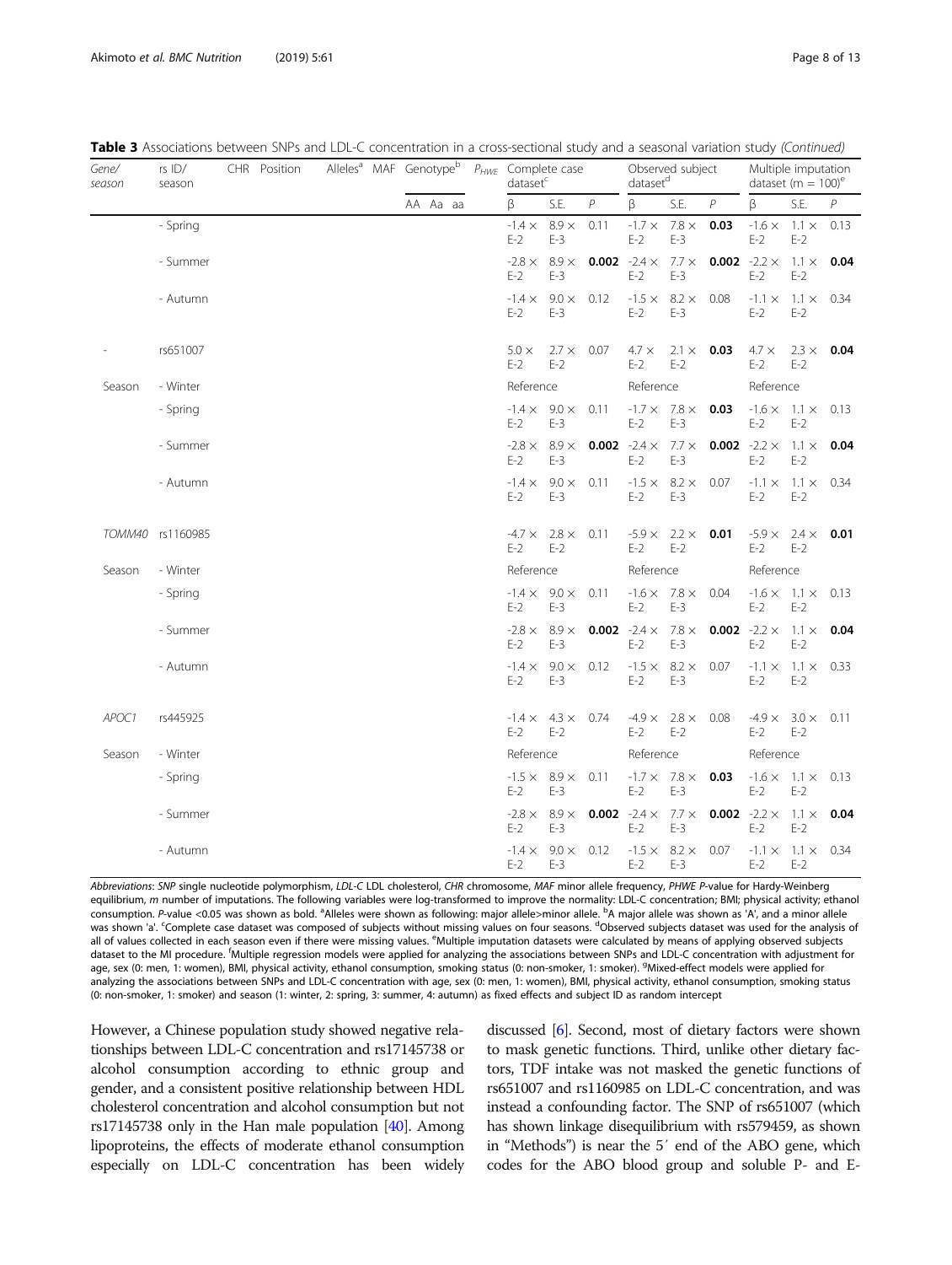**Table 3** Associations between SNPs and LDL-C concentration in a cross-sectional study and a seasonal variation study *(Continued)*

| Gene/ season | rs ID/ season | CHR | Position | Alleles[a] | MAF | Genotype[b] | | | $P_{HWE}$ | Complete case dataset[c] | | | Observed subject dataset[d] | | | Multiple imputation dataset (m = 100)[e] | | |
|---|---|---|---|---|---|---|---|---|---|---|---|---|---|---|---|---|---|---|
| | | | | | | AA | Aa | aa | | β | S.E. | *P* | β | S.E. | *P* | β | S.E. | *P* |
| | - Spring | | | | | | | | | -1.4 × E-2 | 8.9 × E-3 | 0.11 | -1.7 × E-2 | 7.8 × E-3 | **0.03** | -1.6 × E-2 | 1.1 × E-2 | 0.13 |
| | - Summer | | | | | | | | | -2.8 × E-2 | 8.9 × E-3 | **0.002** | -2.4 × E-2 | 7.7 × E-3 | **0.002** | -2.2 × E-2 | 1.1 × E-2 | **0.04** |
| | - Autumn | | | | | | | | | -1.4 × E-2 | 9.0 × E-3 | 0.12 | -1.5 × E-2 | 8.2 × E-3 | 0.08 | -1.1 × E-2 | 1.1 × E-2 | 0.34 |
| - | rs651007 | | | | | | | | | 5.0 × E-2 | 2.7 × E-2 | 0.07 | 4.7 × E-2 | 2.1 × E-2 | **0.03** | 4.7 × E-2 | 2.3 × E-2 | **0.04** |
| Season | - Winter | | | | | | | | | Reference | | | Reference | | | Reference | | |
| | - Spring | | | | | | | | | -1.4 × E-2 | 9.0 × E-3 | 0.11 | -1.7 × E-2 | 7.8 × E-3 | **0.03** | -1.6 × E-2 | 1.1 × E-2 | 0.13 |
| | - Summer | | | | | | | | | -2.8 × E-2 | 8.9 × E-3 | **0.002** | -2.4 × E-2 | 7.7 × E-3 | **0.002** | -2.2 × E-2 | 1.1 × E-2 | **0.04** |
| | - Autumn | | | | | | | | | -1.4 × E-2 | 9.0 × E-3 | 0.11 | -1.5 × E-2 | 8.2 × E-3 | 0.07 | -1.1 × E-2 | 1.1 × E-2 | 0.34 |
| *TOMM40* | rs1160985 | | | | | | | | | -4.7 × E-2 | 2.8 × E-2 | 0.11 | -5.9 × E-2 | 2.2 × E-2 | **0.01** | -5.9 × E-2 | 2.4 × E-2 | **0.01** |
| Season | - Winter | | | | | | | | | Reference | | | Reference | | | Reference | | |
| | - Spring | | | | | | | | | -1.4 × E-2 | 9.0 × E-3 | 0.11 | -1.6 × E-2 | 7.8 × E-3 | 0.04 | -1.6 × E-2 | 1.1 × E-2 | 0.13 |
| | - Summer | | | | | | | | | -2.8 × E-2 | 8.9 × E-3 | **0.002** | -2.4 × E-2 | 7.8 × E-3 | **0.002** | -2.2 × E-2 | 1.1 × E-2 | **0.04** |
| | - Autumn | | | | | | | | | -1.4 × E-2 | 9.0 × E-3 | 0.12 | -1.5 × E-2 | 8.2 × E-3 | 0.07 | -1.1 × E-2 | 1.1 × E-2 | 0.33 |
| *APOC1* | rs445925 | | | | | | | | | -1.4 × E-2 | 4.3 × E-2 | 0.74 | -4.9 × E-2 | 2.8 × E-2 | 0.08 | -4.9 × E-2 | 3.0 × E-2 | 0.11 |
| Season | - Winter | | | | | | | | | Reference | | | Reference | | | Reference | | |
| | - Spring | | | | | | | | | -1.5 × E-2 | 8.9 × E-3 | 0.11 | -1.7 × E-2 | 7.8 × E-3 | **0.03** | -1.6 × E-2 | 1.1 × E-2 | 0.13 |
| | - Summer | | | | | | | | | -2.8 × E-2 | 8.9 × E-3 | **0.002** | -2.4 × E-2 | 7.7 × E-3 | **0.002** | -2.2 × E-2 | 1.1 × E-2 | **0.04** |
| | - Autumn | | | | | | | | | -1.4 × E-2 | 9.0 × E-3 | 0.12 | -1.5 × E-2 | 8.2 × E-3 | 0.07 | -1.1 × E-2 | 1.1 × E-2 | 0.34 |

*Abbreviations*: *SNP* single nucleotide polymorphism, *LDL-C* LDL cholesterol, *CHR* chromosome, *MAF* minor allele frequency, *PHWE* P-value for Hardy-Weinberg equilibrium, *m* number of imputations. The following variables were log-transformed to improve the normality: LDL-C concentration; BMI; physical activity; ethanol consumption. *P*-value <0.05 was shown as bold. [a]Alleles were shown as following: major allele>minor allele. [b]A major allele was shown as 'A', and a minor allele was shown 'a'. [c]Complete case dataset was composed of subjects without missing values on four seasons. [d]Observed subjects dataset was used for the analysis of all of values collected in each season even if there were missing values. [e]Multiple imputation datasets were calculated by means of applying observed subjects dataset to the MI procedure. [f]Multiple regression models were applied for analyzing the associations between SNPs and LDL-C concentration with adjustment for age, sex (0: men, 1: women), BMI, physical activity, ethanol consumption, smoking status (0: non-smoker, 1: smoker). [g]Mixed-effect models were applied for analyzing the associations between SNPs and LDL-C concentration with age, sex (0: men, 1: women), BMI, physical activity, ethanol consumption, smoking status (0: non-smoker, 1: smoker) and season (1: winter, 2: spring, 3: summer, 4: autumn) as fixed effects and subject ID as random intercept

However, a Chinese population study showed negative relationships between LDL-C concentration and rs17145738 or alcohol consumption according to ethnic group and gender, and a consistent positive relationship between HDL cholesterol concentration and alcohol consumption but not rs17145738 only in the Han male population [40]. Among lipoproteins, the effects of moderate ethanol consumption especially on LDL-C concentration has been widely discussed [6]. Second, most of dietary factors were shown to mask genetic functions. Third, unlike other dietary factors, TDF intake was not masked the genetic functions of rs651007 and rs1160985 on LDL-C concentration, and was instead a confounding factor. The SNP of rs651007 (which has shown linkage disequilibrium with rs579459, as shown in "Methods") is near the 5′ end of the ABO gene, which codes for the ABO blood group and soluble P- and E-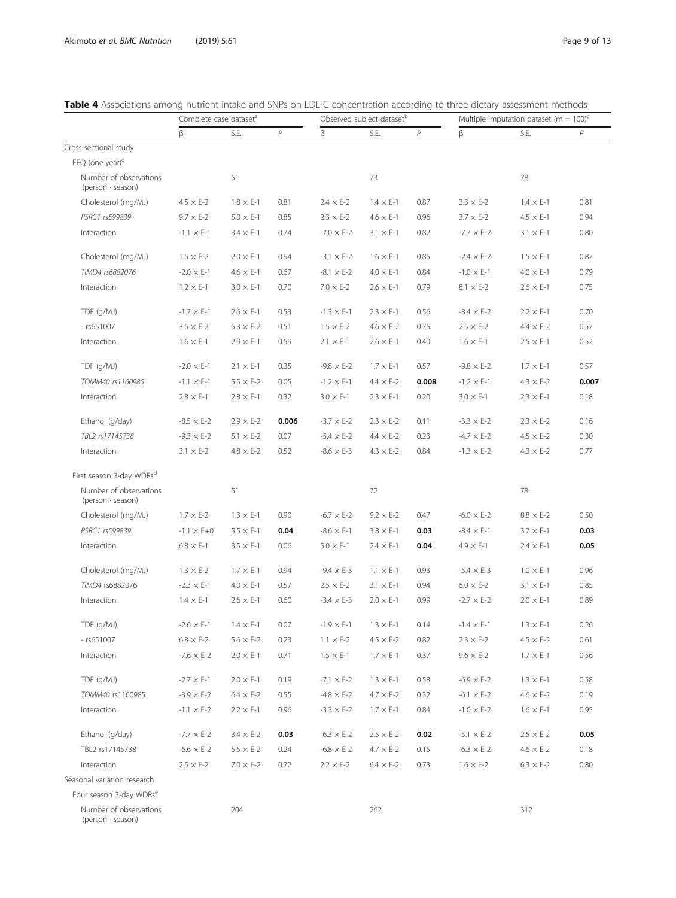**Table 4** Associations among nutrient intake and SNPs on LDL-C concentration according to three dietary assessment methods

| | Complete case dataset[a] | | | Observed subject dataset[b] | | | Multiple imputation dataset (m = 100)[c] | | |
|---|---|---|---|---|---|---|---|---|---|
| | β | S.E. | *P* | β | S.E. | *P* | β | S.E. | *P* |
| Cross-sectional study | | | | | | | | | |
| FFQ (one year)[d] | | | | | | | | | |
| Number of observations (person · season) | | 51 | | | 73 | | | 78 | |
| Cholesterol (mg/MJ) | 4.5 × E-2 | 1.8 × E-1 | 0.81 | 2.4 × E-2 | 1.4 × E-1 | 0.87 | 3.3 × E-2 | 1.4 × E-1 | 0.81 |
| *PSRC1 rs599839* | 9.7 × E-2 | 5.0 × E-1 | 0.85 | 2.3 × E-2 | 4.6 × E-1 | 0.96 | 3.7 × E-2 | 4.5 × E-1 | 0.94 |
| Interaction | -1.1 × E-1 | 3.4 × E-1 | 0.74 | -7.0 × E-2 | 3.1 × E-1 | 0.82 | -7.7 × E-2 | 3.1 × E-1 | 0.80 |
| Cholesterol (mg/MJ) | 1.5 × E-2 | 2.0 × E-1 | 0.94 | -3.1 × E-2 | 1.6 × E-1 | 0.85 | -2.4 × E-2 | 1.5 × E-1 | 0.87 |
| *TIMD4 rs6882076* | -2.0 × E-1 | 4.6 × E-1 | 0.67 | -8.1 × E-2 | 4.0 × E-1 | 0.84 | -1.0 × E-1 | 4.0 × E-1 | 0.79 |
| Interaction | 1.2 × E-1 | 3.0 × E-1 | 0.70 | 7.0 × E-2 | 2.6 × E-1 | 0.79 | 8.1 × E-2 | 2.6 × E-1 | 0.75 |
| TDF (g/MJ) | -1.7 × E-1 | 2.6 × E-1 | 0.53 | -1.3 × E-1 | 2.3 × E-1 | 0.56 | -8.4 × E-2 | 2.2 × E-1 | 0.70 |
| - rs651007 | 3.5 × E-2 | 5.3 × E-2 | 0.51 | 1.5 × E-2 | 4.6 × E-2 | 0.75 | 2.5 × E-2 | 4.4 × E-2 | 0.57 |
| Interaction | 1.6 × E-1 | 2.9 × E-1 | 0.59 | 2.1 × E-1 | 2.6 × E-1 | 0.40 | 1.6 × E-1 | 2.5 × E-1 | 0.52 |
| TDF (g/MJ) | -2.0 × E-1 | 2.1 × E-1 | 0.35 | -9.8 × E-2 | 1.7 × E-1 | 0.57 | -9.8 × E-2 | 1.7 × E-1 | 0.57 |
| *TOMM40 rs1160985* | -1.1 × E-1 | 5.5 × E-2 | 0.05 | -1.2 × E-1 | 4.4 × E-2 | **0.008** | -1.2 × E-1 | 4.3 × E-2 | **0.007** |
| Interaction | 2.8 × E-1 | 2.8 × E-1 | 0.32 | 3.0 × E-1 | 2.3 × E-1 | 0.20 | 3.0 × E-1 | 2.3 × E-1 | 0.18 |
| Ethanol (g/day) | -8.5 × E-2 | 2.9 × E-2 | **0.006** | -3.7 × E-2 | 2.3 × E-2 | 0.11 | -3.3 × E-2 | 2.3 × E-2 | 0.16 |
| *TBL2 rs17145738* | -9.3 × E-2 | 5.1 × E-2 | 0.07 | -5.4 × E-2 | 4.4 × E-2 | 0.23 | -4.7 × E-2 | 4.5 × E-2 | 0.30 |
| Interaction | 3.1 × E-2 | 4.8 × E-2 | 0.52 | -8.6 × E-3 | 4.3 × E-2 | 0.84 | -1.3 × E-2 | 4.3 × E-2 | 0.77 |
| First season 3-day WDRs[d] | | | | | | | | | |
| Number of observations (person · season) | | 51 | | | 72 | | | 78 | |
| Cholesterol (mg/MJ) | 1.7 × E-2 | 1.3 × E-1 | 0.90 | -6.7 × E-2 | 9.2 × E-2 | 0.47 | -6.0 × E-2 | 8.8 × E-2 | 0.50 |
| *PSRC1 rs599839* | -1.1 × E+0 | 5.5 × E-1 | **0.04** | -8.6 × E-1 | 3.8 × E-1 | **0.03** | -8.4 × E-1 | 3.7 × E-1 | **0.03** |
| Interaction | 6.8 × E-1 | 3.5 × E-1 | 0.06 | 5.0 × E-1 | 2.4 × E-1 | **0.04** | 4.9 × E-1 | 2.4 × E-1 | **0.05** |
| Cholesterol (mg/MJ) | 1.3 × E-2 | 1.7 × E-1 | 0.94 | -9.4 × E-3 | 1.1 × E-1 | 0.93 | -5.4 × E-3 | 1.0 × E-1 | 0.96 |
| *TIMD4* rs6882076 | -2.3 × E-1 | 4.0 × E-1 | 0.57 | 2.5 × E-2 | 3.1 × E-1 | 0.94 | 6.0 × E-2 | 3.1 × E-1 | 0.85 |
| Interaction | 1.4 × E-1 | 2.6 × E-1 | 0.60 | -3.4 × E-3 | 2.0 × E-1 | 0.99 | -2.7 × E-2 | 2.0 × E-1 | 0.89 |
| TDF (g/MJ) | -2.6 × E-1 | 1.4 × E-1 | 0.07 | -1.9 × E-1 | 1.3 × E-1 | 0.14 | -1.4 × E-1 | 1.3 × E-1 | 0.26 |
| - rs651007 | 6.8 × E-2 | 5.6 × E-2 | 0.23 | 1.1 × E-2 | 4.5 × E-2 | 0.82 | 2.3 × E-2 | 4.5 × E-2 | 0.61 |
| Interaction | -7.6 × E-2 | 2.0 × E-1 | 0.71 | 1.5 × E-1 | 1.7 × E-1 | 0.37 | 9.6 × E-2 | 1.7 × E-1 | 0.56 |
| TDF (g/MJ) | -2.7 × E-1 | 2.0 × E-1 | 0.19 | -7.1 × E-2 | 1.3 × E-1 | 0.58 | -6.9 × E-2 | 1.3 × E-1 | 0.58 |
| *TOMM40* rs1160985 | -3.9 × E-2 | 6.4 × E-2 | 0.55 | -4.8 × E-2 | 4.7 × E-2 | 0.32 | -6.1 × E-2 | 4.6 × E-2 | 0.19 |
| Interaction | -1.1 × E-2 | 2.2 × E-1 | 0.96 | -3.3 × E-2 | 1.7 × E-1 | 0.84 | -1.0 × E-2 | 1.6 × E-1 | 0.95 |
| Ethanol (g/day) | -7.7 × E-2 | 3.4 × E-2 | **0.03** | -6.3 × E-2 | 2.5 × E-2 | **0.02** | -5.1 × E-2 | 2.5 × E-2 | **0.05** |
| TBL2 rs17145738 | -6.6 × E-2 | 5.5 × E-2 | 0.24 | -6.8 × E-2 | 4.7 × E-2 | 0.15 | -6.3 × E-2 | 4.6 × E-2 | 0.18 |
| Interaction | 2.5 × E-2 | 7.0 × E-2 | 0.72 | 2.2 × E-2 | 6.4 × E-2 | 0.73 | 1.6 × E-2 | 6.3 × E-2 | 0.80 |
| Seasonal variation research | | | | | | | | | |
| Four season 3-day WDRs[e] | | | | | | | | | |
| Number of observations (person · season) | | 204 | | | 262 | | | 312 | |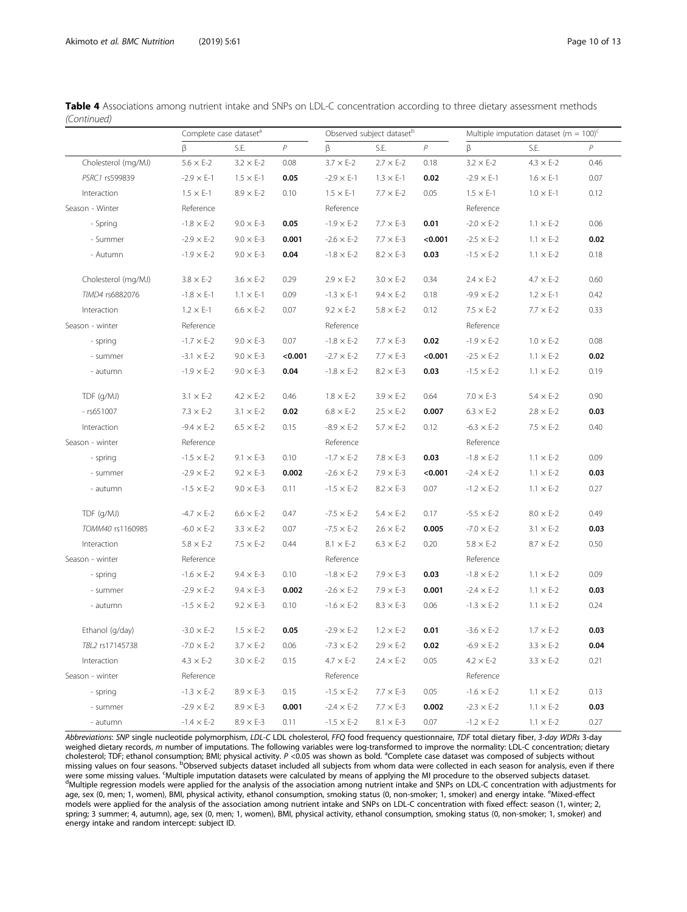**Table 4** Associations among nutrient intake and SNPs on LDL-C concentration according to three dietary assessment methods *(Continued)*

| | Complete case dataset[a] | | | Observed subject dataset[b] | | | Multiple imputation dataset (m = 100)[c] | | |
|---|---|---|---|---|---|---|---|---|---|
| | β | S.E. | *P* | β | S.E. | *P* | β | S.E. | *P* |
| Cholesterol (mg/MJ) | 5.6 × E-2 | 3.2 × E-2 | 0.08 | 3.7 × E-2 | 2.7 × E-2 | 0.18 | 3.2 × E-2 | 4.3 × E-2 | 0.46 |
| *PSRC1* rs599839 | -2.9 × E-1 | 1.5 × E-1 | **0.05** | -2.9 × E-1 | 1.3 × E-1 | **0.02** | -2.9 × E-1 | 1.6 × E-1 | 0.07 |
| Interaction | 1.5 × E-1 | 8.9 × E-2 | 0.10 | 1.5 × E-1 | 7.7 × E-2 | 0.05 | 1.5 × E-1 | 1.0 × E-1 | 0.12 |
| Season - Winter | Reference | | | Reference | | | Reference | | |
| - Spring | -1.8 × E-2 | 9.0 × E-3 | **0.05** | -1.9 × E-2 | 7.7 × E-3 | **0.01** | -2.0 × E-2 | 1.1 × E-2 | 0.06 |
| - Summer | -2.9 × E-2 | 9.0 × E-3 | **0.001** | -2.6 × E-2 | 7.7 × E-3 | **<0.001** | -2.5 × E-2 | 1.1 × E-2 | **0.02** |
| - Autumn | -1.9 × E-2 | 9.0 × E-3 | **0.04** | -1.8 × E-2 | 8.2 × E-3 | **0.03** | -1.5 × E-2 | 1.1 × E-2 | 0.18 |
| Cholesterol (mg/MJ) | 3.8 × E-2 | 3.6 × E-2 | 0.29 | 2.9 × E-2 | 3.0 × E-2 | 0.34 | 2.4 × E-2 | 4.7 × E-2 | 0.60 |
| *TIMD4* rs6882076 | -1.8 × E-1 | 1.1 × E-1 | 0.09 | -1.3 × E-1 | 9.4 × E-2 | 0.18 | -9.9 × E-2 | 1.2 × E-1 | 0.42 |
| Interaction | 1.2 × E-1 | 6.6 × E-2 | 0.07 | 9.2 × E-2 | 5.8 × E-2 | 0.12 | 7.5 × E-2 | 7.7 × E-2 | 0.33 |
| Season - winter | Reference | | | Reference | | | Reference | | |
| - spring | -1.7 × E-2 | 9.0 × E-3 | 0.07 | -1.8 × E-2 | 7.7 × E-3 | **0.02** | -1.9 × E-2 | 1.0 × E-2 | 0.08 |
| - summer | -3.1 × E-2 | 9.0 × E-3 | **<0.001** | -2.7 × E-2 | 7.7 × E-3 | **<0.001** | -2.5 × E-2 | 1.1 × E-2 | **0.02** |
| - autumn | -1.9 × E-2 | 9.0 × E-3 | **0.04** | -1.8 × E-2 | 8.2 × E-3 | **0.03** | -1.5 × E-2 | 1.1 × E-2 | 0.19 |
| TDF (g/MJ) | 3.1 × E-2 | 4.2 × E-2 | 0.46 | 1.8 × E-2 | 3.9 × E-2 | 0.64 | 7.0 × E-3 | 5.4 × E-2 | 0.90 |
| - rs651007 | 7.3 × E-2 | 3.1 × E-2 | **0.02** | 6.8 × E-2 | 2.5 × E-2 | **0.007** | 6.3 × E-2 | 2.8 × E-2 | **0.03** |
| Interaction | -9.4 × E-2 | 6.5 × E-2 | 0.15 | -8.9 × E-2 | 5.7 × E-2 | 0.12 | -6.3 × E-2 | 7.5 × E-2 | 0.40 |
| Season - winter | Reference | | | Reference | | | Reference | | |
| - spring | -1.5 × E-2 | 9.1 × E-3 | 0.10 | -1.7 × E-2 | 7.8 × E-3 | **0.03** | -1.8 × E-2 | 1.1 × E-2 | 0.09 |
| - summer | -2.9 × E-2 | 9.2 × E-3 | **0.002** | -2.6 × E-2 | 7.9 × E-3 | **<0.001** | -2.4 × E-2 | 1.1 × E-2 | **0.03** |
| - autumn | -1.5 × E-2 | 9.0 × E-3 | 0.11 | -1.5 × E-2 | 8.2 × E-3 | 0.07 | -1.2 × E-2 | 1.1 × E-2 | 0.27 |
| TDF (g/MJ) | -4.7 × E-2 | 6.6 × E-2 | 0.47 | -7.5 × E-2 | 5.4 × E-2 | 0.17 | -5.5 × E-2 | 8.0 × E-2 | 0.49 |
| *TOMM40* rs1160985 | -6.0 × E-2 | 3.3 × E-2 | 0.07 | -7.5 × E-2 | 2.6 × E-2 | **0.005** | -7.0 × E-2 | 3.1 × E-2 | **0.03** |
| Interaction | 5.8 × E-2 | 7.5 × E-2 | 0.44 | 8.1 × E-2 | 6.3 × E-2 | 0.20 | 5.8 × E-2 | 8.7 × E-2 | 0.50 |
| Season - winter | Reference | | | Reference | | | Reference | | |
| - spring | -1.6 × E-2 | 9.4 × E-3 | 0.10 | -1.8 × E-2 | 7.9 × E-3 | **0.03** | -1.8 × E-2 | 1.1 × E-2 | 0.09 |
| - summer | -2.9 × E-2 | 9.4 × E-3 | **0.002** | -2.6 × E-2 | 7.9 × E-3 | **0.001** | -2.4 × E-2 | 1.1 × E-2 | **0.03** |
| - autumn | -1.5 × E-2 | 9.2 × E-3 | 0.10 | -1.6 × E-2 | 8.3 × E-3 | 0.06 | -1.3 × E-2 | 1.1 × E-2 | 0.24 |
| Ethanol (g/day) | -3.0 × E-2 | 1.5 × E-2 | **0.05** | -2.9 × E-2 | 1.2 × E-2 | **0.01** | -3.6 × E-2 | 1.7 × E-2 | **0.03** |
| *TBL2* rs17145738 | -7.0 × E-2 | 3.7 × E-2 | 0.06 | -7.3 × E-2 | 2.9 × E-2 | **0.02** | -6.9 × E-2 | 3.3 × E-2 | **0.04** |
| Interaction | 4.3 × E-2 | 3.0 × E-2 | 0.15 | 4.7 × E-2 | 2.4 × E-2 | 0.05 | 4.2 × E-2 | 3.3 × E-2 | 0.21 |
| Season - winter | Reference | | | Reference | | | Reference | | |
| - spring | -1.3 × E-2 | 8.9 × E-3 | 0.15 | -1.5 × E-2 | 7.7 × E-3 | 0.05 | -1.6 × E-2 | 1.1 × E-2 | 0.13 |
| - summer | -2.9 × E-2 | 8.9 × E-3 | **0.001** | -2.4 × E-2 | 7.7 × E-3 | **0.002** | -2.3 × E-2 | 1.1 × E-2 | **0.03** |
| - autumn | -1.4 × E-2 | 8.9 × E-3 | 0.11 | -1.5 × E-2 | 8.1 × E-3 | 0.07 | -1.2 × E-2 | 1.1 × E-2 | 0.27 |

*Abbreviations*: *SNP* single nucleotide polymorphism, *LDL-C* LDL cholesterol, *FFQ* food frequency questionnaire, *TDF* total dietary fiber, *3-day WDRs* 3-day weighed dietary records, *m* number of imputations. The following variables were log-transformed to improve the normality: LDL-C concentration; dietary cholesterol; TDF; ethanol consumption; BMI; physical activity. *P* <0.05 was shown as bold. [a]Complete case dataset was composed of subjects without missing values on four seasons. [b]Observed subjects dataset included all subjects from whom data were collected in each season for analysis, even if there were some missing values. [c]Multiple imputation datasets were calculated by means of applying the MI procedure to the observed subjects dataset. [d]Multiple regression models were applied for the analysis of the association among nutrient intake and SNPs on LDL-C concentration with adjustments for age, sex (0, men; 1, women), BMI, physical activity, ethanol consumption, smoking status (0, non-smoker; 1, smoker) and energy intake. [e]Mixed-effect models were applied for the analysis of the association among nutrient intake and SNPs on LDL-C concentration with fixed effect: season (1, winter; 2, spring; 3 summer; 4, autumn), age, sex (0, men; 1, women), BMI, physical activity, ethanol consumption, smoking status (0, non-smoker; 1, smoker) and energy intake and random intercept: subject ID.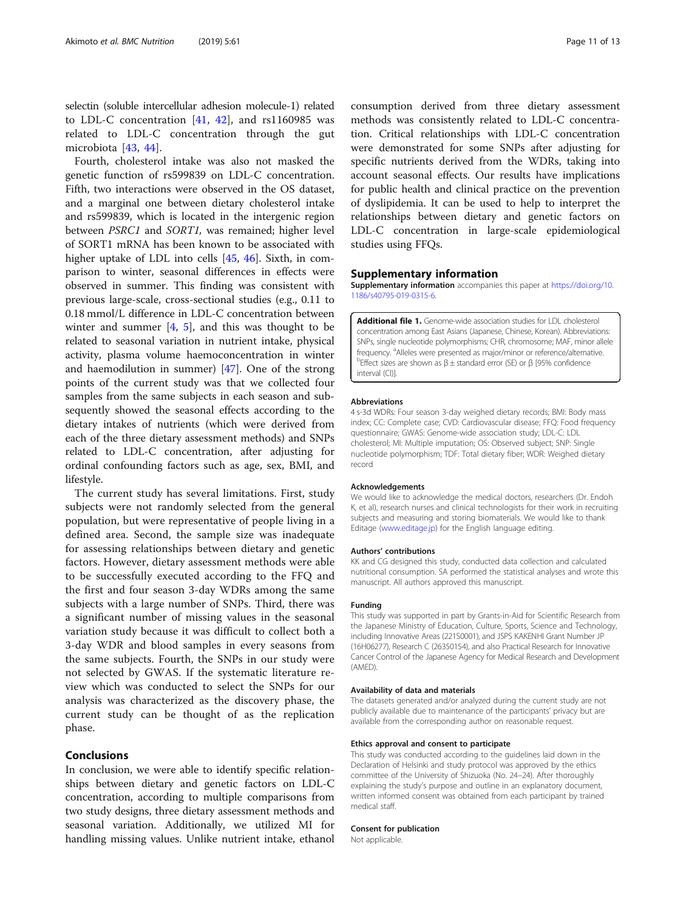selectin (soluble intercellular adhesion molecule-1) related to LDL-C concentration [41, 42], and rs1160985 was related to LDL-C concentration through the gut microbiota [43, 44].

Fourth, cholesterol intake was also not masked the genetic function of rs599839 on LDL-C concentration. Fifth, two interactions were observed in the OS dataset, and a marginal one between dietary cholesterol intake and rs599839, which is located in the intergenic region between *PSRC1* and *SORT1*, was remained; higher level of SORT1 mRNA has been known to be associated with higher uptake of LDL into cells [45, 46]. Sixth, in comparison to winter, seasonal differences in effects were observed in summer. This finding was consistent with previous large-scale, cross-sectional studies (e.g., 0.11 to 0.18 mmol/L difference in LDL-C concentration between winter and summer [4, 5], and this was thought to be related to seasonal variation in nutrient intake, physical activity, plasma volume haemoconcentration in winter and haemodilution in summer) [47]. One of the strong points of the current study was that we collected four samples from the same subjects in each season and subsequently showed the seasonal effects according to the dietary intakes of nutrients (which were derived from each of the three dietary assessment methods) and SNPs related to LDL-C concentration, after adjusting for ordinal confounding factors such as age, sex, BMI, and lifestyle.

The current study has several limitations. First, study subjects were not randomly selected from the general population, but were representative of people living in a defined area. Second, the sample size was inadequate for assessing relationships between dietary and genetic factors. However, dietary assessment methods were able to be successfully executed according to the FFQ and the first and four season 3-day WDRs among the same subjects with a large number of SNPs. Third, there was a significant number of missing values in the seasonal variation study because it was difficult to collect both a 3-day WDR and blood samples in every seasons from the same subjects. Fourth, the SNPs in our study were not selected by GWAS. If the systematic literature review which was conducted to select the SNPs for our analysis was characterized as the discovery phase, the current study can be thought of as the replication phase.

## Conclusions

In conclusion, we were able to identify specific relationships between dietary and genetic factors on LDL-C concentration, according to multiple comparisons from two study designs, three dietary assessment methods and seasonal variation. Additionally, we utilized MI for handling missing values. Unlike nutrient intake, ethanol consumption derived from three dietary assessment methods was consistently related to LDL-C concentration. Critical relationships with LDL-C concentration were demonstrated for some SNPs after adjusting for specific nutrients derived from the WDRs, taking into account seasonal effects. Our results have implications for public health and clinical practice on the prevention of dyslipidemia. It can be used to help to interpret the relationships between dietary and genetic factors on LDL-C concentration in large-scale epidemiological studies using FFQs.

## Supplementary information

**Supplementary information** accompanies this paper at https://doi.org/10.1186/s40795-019-0315-6.

**Additional file 1.** Genome-wide association studies for LDL cholesterol concentration among East Asians (Japanese, Chinese, Korean). Abbreviations: SNPs, single nucleotide polymorphisms; CHR, chromosome; MAF, minor allele frequency. [a]Alleles were presented as major/minor or reference/alternative. [b]Effect sizes are shown as β ± standard error (SE) or β [95% confidence interval (CI)].

#### Abbreviations

4 s-3d WDRs: Four season 3-day weighed dietary records; BMI: Body mass index; CC: Complete case; CVD: Cardiovascular disease; FFQ: Food frequency questionnaire; GWAS: Genome-wide association study; LDL-C: LDL cholesterol; MI: Multiple imputation; OS: Observed subject; SNP: Single nucleotide polymorphism; TDF: Total dietary fiber; WDR: Weighed dietary record

#### Acknowledgements

We would like to acknowledge the medical doctors, researchers (Dr. Endoh K, et al), research nurses and clinical technologists for their work in recruiting subjects and measuring and storing biomaterials. We would like to thank Editage (www.editage.jp) for the English language editing.

#### Authors' contributions

KK and CG designed this study, conducted data collection and calculated nutritional consumption. SA performed the statistical analyses and wrote this manuscript. All authors approved this manuscript.

#### Funding

This study was supported in part by Grants-in-Aid for Scientific Research from the Japanese Ministry of Education, Culture, Sports, Science and Technology, including Innovative Areas (221S0001), and JSPS KAKENHI Grant Number JP (16H06277), Research C (26350154), and also Practical Research for Innovative Cancer Control of the Japanese Agency for Medical Research and Development (AMED).

#### Availability of data and materials

The datasets generated and/or analyzed during the current study are not publicly available due to maintenance of the participants' privacy but are available from the corresponding author on reasonable request.

#### Ethics approval and consent to participate

This study was conducted according to the guidelines laid down in the Declaration of Helsinki and study protocol was approved by the ethics committee of the University of Shizuoka (No. 24–24). After thoroughly explaining the study's purpose and outline in an explanatory document, written informed consent was obtained from each participant by trained medical staff.

#### Consent for publication

Not applicable.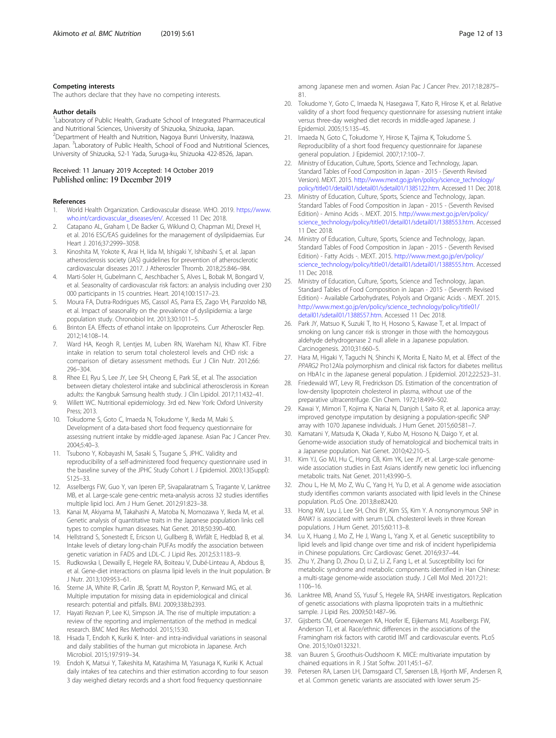#### Competing interests

The authors declare that they have no competing interests.

#### Author details

[1]Laboratory of Public Health, Graduate School of Integrated Pharmaceutical and Nutritional Sciences, University of Shizuoka, Shizuoka, Japan. [2]Department of Health and Nutrition, Nagoya Bunri University, Inazawa, Japan. [3]Laboratory of Public Health, School of Food and Nutritional Sciences, University of Shizuoka, 52-1 Yada, Suruga-ku, Shizuoka 422-8526, Japan.

Received: 11 January 2019 Accepted: 14 October 2019
Published online: 19 December 2019

#### References

1. World Health Organization. Cardiovascular disease. WHO. 2019. https://www.who.int/cardiovascular_diseases/en/. Accessed 11 Dec 2018.
2. Catapano AL, Graham I, De Backer G, Wiklund O, Chapman MJ, Drexel H, et al. 2016 ESC/EAS guidelines for the management of dyslipidaemias. Eur Heart J. 2016;37:2999–3058.
3. Kinoshita M, Yokote K, Arai H, Iida M, Ishigaki Y, Ishibashi S, et al. Japan atherosclerosis society (JAS) guidelines for prevention of atherosclerotic cardiovascular diseases 2017. J Atheroscler Thromb. 2018;25:846–984.
4. Marti-Soler H, Gubelmann C, Aeschbacher S, Alves L, Bobak M, Bongard V, et al. Seasonality of cardiovascular risk factors: an analysis including over 230 000 participants in 15 countries. Heart. 2014;100:1517–23.
5. Moura FA, Dutra-Rodrigues MS, Cassol AS, Parra ES, Zago VH, Panzoldo NB, et al. Impact of seasonality on the prevalence of dyslipidemia: a large population study. Chronobiol Int. 2013;30:1011–5.
6. Brinton EA. Effects of ethanol intake on lipoproteins. Curr Atheroscler Rep. 2012;14:108–14.
7. Ward HA, Keogh R, Lentjes M, Luben RN, Wareham NJ, Khaw KT. Fibre intake in relation to serum total cholesterol levels and CHD risk: a comparison of dietary assessment methods. Eur J Clin Nutr. 2012;66:296–304.
8. Rhee EJ, Ryu S, Lee JY, Lee SH, Cheong E, Park SE, et al. The association between dietary cholesterol intake and subclinical atherosclerosis in Korean adults: the Kangbuk Samsung health study. J Clin Lipidol. 2017;11:432–41.
9. Willett WC. Nutritional epidemiology. 3rd ed. New York: Oxford University Press; 2013.
10. Tokudome S, Goto C, Imaeda N, Tokudome Y, Ikeda M, Maki S. Development of a data-based short food frequency questionnaire for assessing nutrient intake by middle-aged Japanese. Asian Pac J Cancer Prev. 2004;5:40–3.
11. Tsubono Y, Kobayashi M, Sasaki S, Tsugane S, JPHC. Validity and reproducibility of a self-administered food frequency questionnaire used in the baseline survey of the JPHC Study Cohort I. J Epidemiol. 2003;13(Suppl):S125–33.
12. Asselbergs FW, Guo Y, van Iperen EP, Sivapalaratnam S, Tragante V, Lanktree MB, et al. Large-scale gene-centric meta-analysis across 32 studies identifies multiple lipid loci. Am J Hum Genet. 2012;91:823–38.
13. Kanai M, Akiyama M, Takahashi A, Matoba N, Momozawa Y, Ikeda M, et al. Genetic analysis of quantitative traits in the Japanese population links cell types to complex human diseases. Nat Genet. 2018;50:390–400.
14. Hellstrand S, Sonestedt E, Ericson U, Gullberg B, Wirfält E, Hedblad B, et al. Intake levels of dietary long-chain PUFAs modify the association between genetic variation in FADS and LDL-C. J Lipid Res. 2012;53:1183–9.
15. Rudkowska I, Dewailly E, Hegele RA, Boiteau V, Dubé-Linteau A, Abdous B, et al. Gene-diet interactions on plasma lipid levels in the Inuit population. Br J Nutr. 2013;109:953–61.
16. Sterne JA, White IR, Carlin JB, Spratt M, Royston P, Kenward MG, et al. Multiple imputation for missing data in epidemiological and clinical research: potential and pitfalls. BMJ. 2009;338:b2393.
17. Hayati Rezvan P, Lee KJ, Simpson JA. The rise of multiple imputation: a review of the reporting and implementation of the method in medical research. BMC Med Res Methodol. 2015;15:30.
18. Hisada T, Endoh K, Kuriki K. Inter- and intra-individual variations in seasonal and daily stabilities of the human gut microbiota in Japanese. Arch Microbiol. 2015;197:919–34.
19. Endoh K, Matsui Y, Takeshita M, Katashima M, Yasunaga K, Kuriki K. Actual daily intakes of tea catechins and thier estimation according to four season 3 day weighed dietary records and a short food frequency questionnaire among Japanese men and women. Asian Pac J Cancer Prev. 2017;18:2875–81.
20. Tokudome Y, Goto C, Imaeda N, Hasegawa T, Kato R, Hirose K, et al. Relative validity of a short food frequency questionnaire for assessing nutrient intake versus three-day weighed diet records in middle-aged Japanese. J Epidemiol. 2005;15:135–45.
21. Imaeda N, Goto C, Tokudome Y, Hirose K, Tajima K, Tokudome S. Reproducibility of a short food frequency questionnaire for Japanese general population. J Epidemiol. 2007;17:100–7.
22. Ministry of Education, Culture, Sports, Science and Technology, Japan. Standard Tables of Food Composition in Japan - 2015 - (Seventh Revised Version). MEXT. 2015. http://www.mext.go.jp/en/policy/science_technology/policy/title01/detail01/sdetail01/sdetail01/1385122.htm. Accessed 11 Dec 2018.
23. Ministry of Education, Culture, Sports, Science and Technology, Japan. Standard Tables of Food Composition in Japan - 2015 - (Seventh Revised Edition) - Amino Acids -. MEXT. 2015. http://www.mext.go.jp/en/policy/science_technology/policy/title01/detail01/sdetail01/1388553.htm. Accessed 11 Dec 2018.
24. Ministry of Education, Culture, Sports, Science and Technology, Japan. Standard Tables of Food Composition in Japan - 2015 - (Seventh Revised Edition) - Fatty Acids -. MEXT. 2015. http://www.mext.go.jp/en/policy/science_technology/policy/title01/detail01/sdetail01/1388555.htm. Accessed 11 Dec 2018.
25. Ministry of Education, Culture, Sports, Science and Technology, Japan. Standard Tables of Food Composition in Japan - 2015 - (Seventh Revised Edition) - Available Carbohydrates, Polyols and Organic Acids -. MEXT. 2015. http://www.mext.go.jp/en/policy/science_technology/policy/title01/detail01/sdetail01/1388557.htm. Accessed 11 Dec 2018.
26. Park JY, Matsuo K, Suzuki T, Ito H, Hosono S, Kawase T, et al. Impact of smoking on lung cancer risk is stronger in those with the homozygous aldehyde dehydrogenase 2 null allele in a Japanese population. Carcinogenesis. 2010;31:660–5.
27. Hara M, Higaki Y, Taguchi N, Shinchi K, Morita E, Naito M, et al. Effect of the *PPARG2* Pro12Ala polymorphism and clinical risk factors for diabetes mellitus on HbA1c in the Japanese general population. J Epidemiol. 2012;22:523–31.
28. Friedewald WT, Levy RI, Fredrickson DS. Estimation of the concentration of low-density lipoprotein cholesterol in plasma, without use of the preparative ultracentrifuge. Clin Chem. 1972;18:499–502.
29. Kawai Y, Mimori T, Kojima K, Nariai N, Danjoh I, Saito R, et al. Japonica array: improved genotype imputation by designing a population-specific SNP array with 1070 Japanese individuals. J Hum Genet. 2015;60:581–7.
30. Kamatani Y, Matsuda K, Okada Y, Kubo M, Hosono N, Daigo Y, et al. Genome-wide association study of hematological and biochemical traits in a Japanese population. Nat Genet. 2010;42:210–5.
31. Kim YJ, Go MJ, Hu C, Hong CB, Kim YK, Lee JY, et al. Large-scale genome-wide association studies in East Asians identify new genetic loci influencing metabolic traits. Nat Genet. 2011;43:990–5.
32. Zhou L, He M, Mo Z, Wu C, Yang H, Yu D, et al. A genome wide association study identifies common variants associated with lipid levels in the Chinese population. PLoS One. 2013;8:e82420.
33. Hong KW, Lyu J, Lee SH, Choi BY, Kim SS, Kim Y. A nonsynonymous SNP in *BANK1* is associated with serum LDL cholesterol levels in three Korean populations. J Hum Genet. 2015;60:113–8.
34. Lu X, Huang J, Mo Z, He J, Wang L, Yang X, et al. Genetic susceptibility to lipid levels and lipid change over time and risk of incident hyperlipidemia in Chinese populations. Circ Cardiovasc Genet. 2016;9:37–44.
35. Zhu Y, Zhang D, Zhou D, Li Z, Li Z, Fang L, et al. Susceptibility loci for metabolic syndrome and metabolic components identified in Han Chinese: a multi-stage genome-wide association study. J Cell Mol Med. 2017;21:1106–16.
36. Lanktree MB, Anand SS, Yusuf S, Hegele RA, SHARE investigators. Replication of genetic associations with plasma lipoprotein traits in a multiethnic sample. J Lipid Res. 2009;50:1487–96.
37. Gijsberts CM, Groenewegen KA, Hoefer IE, Eijkemans MJ, Asselbergs FW, Anderson TJ, et al. Race/ethnic differences in the associations of the Framingham risk factors with carotid IMT and cardiovascular events. PLoS One. 2015;10:e0132321.
38. van Buuren S, Groothuis-Oudshoorn K. MICE: multivariate imputation by chained equations in R. J Stat Softw. 2011;45:1–67.
39. Petersen RA, Larsen LH, Damsgaard CT, Sørensen LB, Hjorth MF, Andersen R, et al. Common genetic variants are associated with lower serum 25-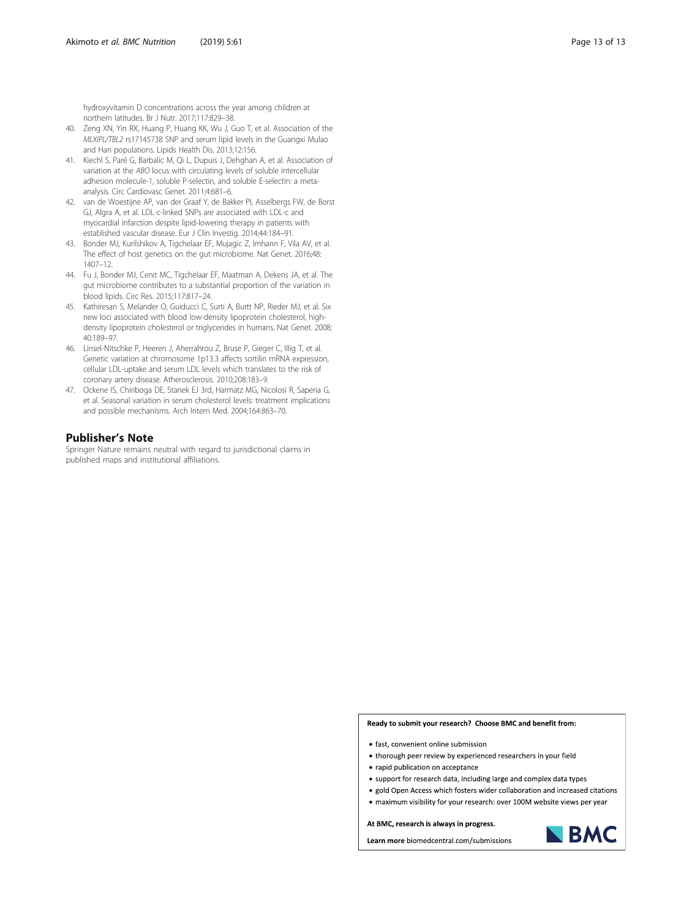hydroxyvitamin D concentrations across the year among children at northern latitudes. Br J Nutr. 2017;117:829–38.

40. Zeng XN, Yin RX, Huang P, Huang KK, Wu J, Guo T, et al. Association of the *MLXIPL/TBL2* rs17145738 SNP and serum lipid levels in the Guangxi Mulao and Han populations. Lipids Health Dis. 2013;12:156.
41. Kiechl S, Paré G, Barbalic M, Qi L, Dupuis J, Dehghan A, et al. Association of variation at the *ABO* locus with circulating levels of soluble intercellular adhesion molecule-1, soluble P-selectin, and soluble E-selectin: a meta-analysis. Circ Cardiovasc Genet. 2011;4:681–6.
42. van de Woestijne AP, van der Graaf Y, de Bakker PI, Asselbergs FW, de Borst GJ, Algra A, et al. LDL-c-linked SNPs are associated with LDL-c and myocardial infarction despite lipid-lowering therapy in patients with established vascular disease. Eur J Clin Investig. 2014;44:184–91.
43. Bonder MJ, Kurilshikov A, Tigchelaar EF, Mujagic Z, Imhann F, Vila AV, et al. The effect of host genetics on the gut microbiome. Nat Genet. 2016;48:1407–12.
44. Fu J, Bonder MJ, Cenit MC, Tigchelaar EF, Maatman A, Dekens JA, et al. The gut microbiome contributes to a substantial proportion of the variation in blood lipids. Circ Res. 2015;117:817–24.
45. Kathiresan S, Melander O, Guiducci C, Surti A, Burtt NP, Rieder MJ, et al. Six new loci associated with blood low-density lipoprotein cholesterol, high-density lipoprotein cholesterol or triglycerides in humans. Nat Genet. 2008;40:189–97.
46. Linsel-Nitschke P, Heeren J, Aherrahrou Z, Bruse P, Gieger C, Illig T, et al. Genetic variation at chromosome 1p13.3 affects sortilin mRNA expression, cellular LDL-uptake and serum LDL levels which translates to the risk of coronary artery disease. Atherosclerosis. 2010;208:183–9.
47. Ockene IS, Chiriboga DE, Stanek EJ 3rd, Harmatz MG, Nicolosi R, Saperia G, et al. Seasonal variation in serum cholesterol levels: treatment implications and possible mechanisms. Arch Intern Med. 2004;164:863–70.

## Publisher's Note

Springer Nature remains neutral with regard to jurisdictional claims in published maps and institutional affiliations.

**Ready to submit your research? Choose BMC and benefit from:**

- fast, convenient online submission
- thorough peer review by experienced researchers in your field
- rapid publication on acceptance
- support for research data, including large and complex data types
- gold Open Access which fosters wider collaboration and increased citations
- maximum visibility for your research: over 100M website views per year

**At BMC, research is always in progress.**

**Learn more** biomedcentral.com/submissions

BMC